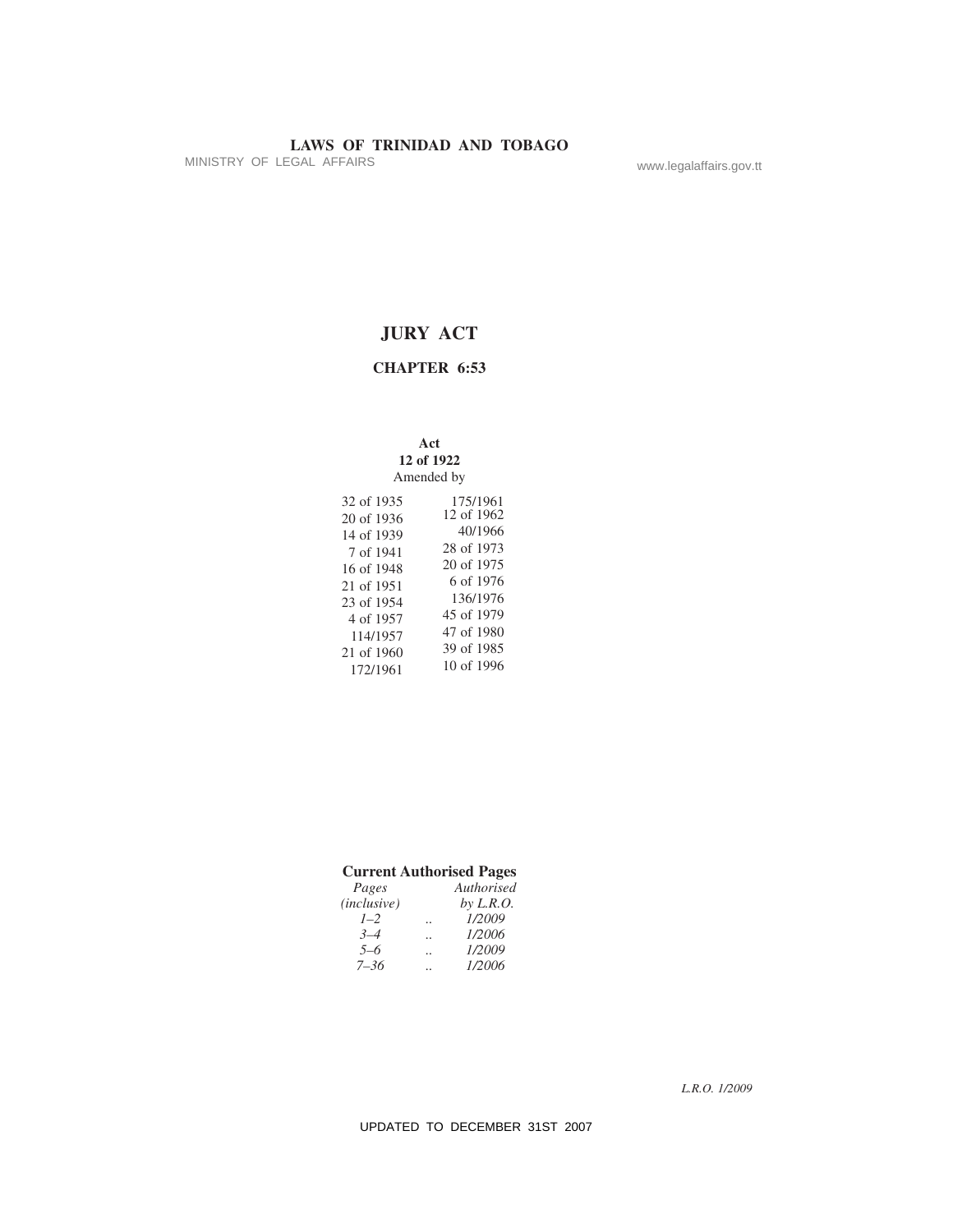**LAWS OF TRINIDAD AND TOBAGO**

MINISTRY OF LEGAL AFFAIRS www.legalaffairs.gov.tt

# JURY ACT

## CHAPTER 6:53

**Act**
**12 of 1922**
Amended by

| | |
|---|---|
| 32 of 1935 | 175/1961 |
| 20 of 1936 | 12 of 1962 |
| 14 of 1939 | 40/1966 |
| 7 of 1941 | 28 of 1973 |
| 16 of 1948 | 20 of 1975 |
| 21 of 1951 | 6 of 1976 |
| 23 of 1954 | 136/1976 |
| 4 of 1957 | 45 of 1979 |
| 114/1957 | 47 of 1980 |
| 21 of 1960 | 39 of 1985 |
| 172/1961 | 10 of 1996 |

**Current Authorised Pages**

| *Pages (inclusive)* | | *Authorised by L.R.O.* |
|---|---|---|
| *1–2* | .. | *1/2009* |
| *3–4* | .. | *1/2006* |
| *5–6* | .. | *1/2009* |
| *7–36* | .. | *1/2006* |

*L.R.O. 1/2009*

UPDATED TO DECEMBER 31ST 2007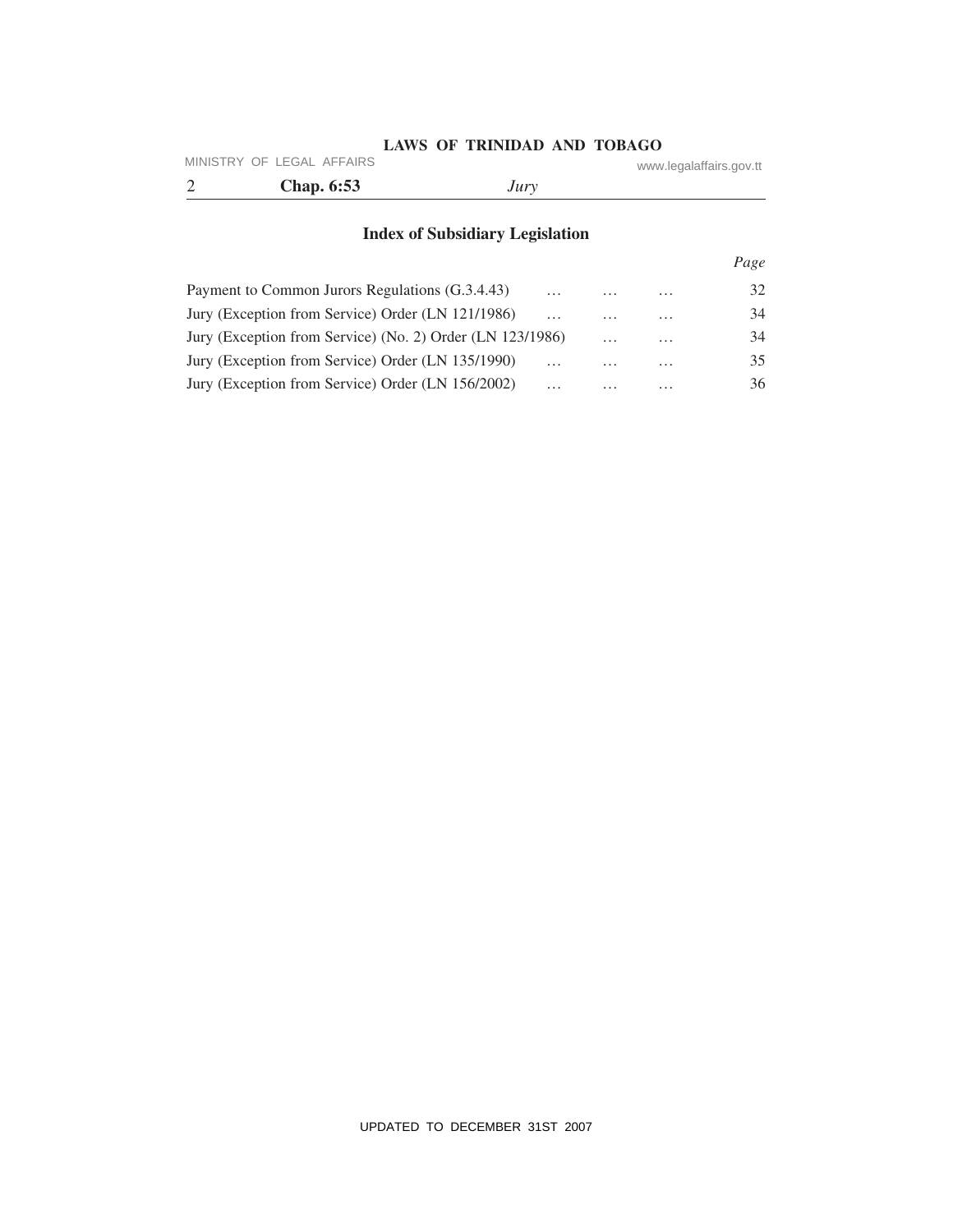## Index of Subsidiary Legislation

| | Page |
|---|---|
| Payment to Common Jurors Regulations (G.3.4.43) … … … | 32 |
| Jury (Exception from Service) Order (LN 121/1986) … … … | 34 |
| Jury (Exception from Service) (No. 2) Order (LN 123/1986) … … | 34 |
| Jury (Exception from Service) Order (LN 135/1990) … … … | 35 |
| Jury (Exception from Service) Order (LN 156/2002) … … … | 36 |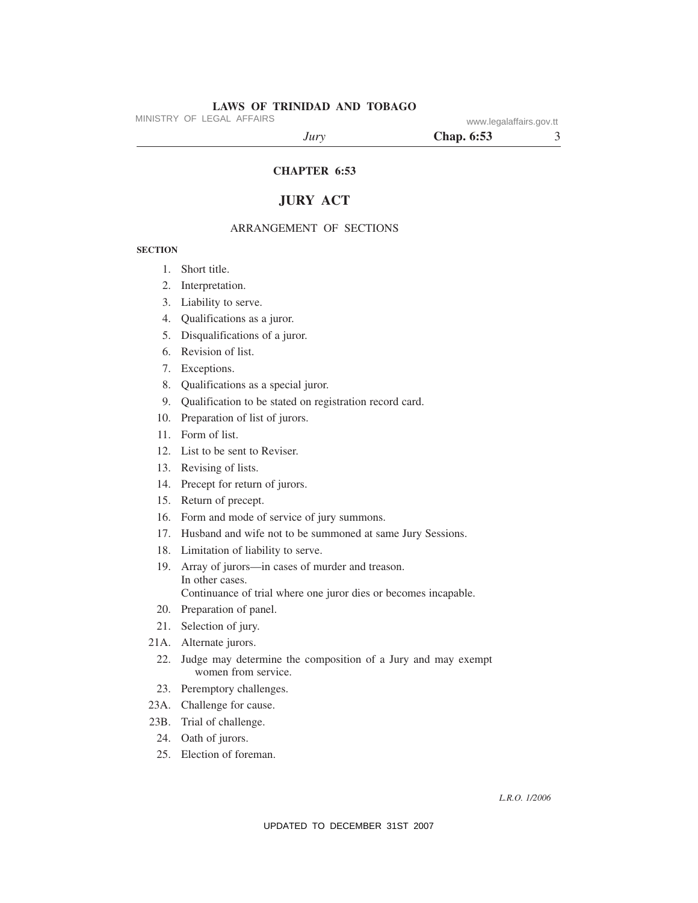**CHAPTER 6:53**

# JURY ACT

ARRANGEMENT OF SECTIONS

**SECTION**

1. Short title.
2. Interpretation.
3. Liability to serve.
4. Qualifications as a juror.
5. Disqualifications of a juror.
6. Revision of list.
7. Exceptions.
8. Qualifications as a special juror.
9. Qualification to be stated on registration record card.
10. Preparation of list of jurors.
11. Form of list.
12. List to be sent to Reviser.
13. Revising of lists.
14. Precept for return of jurors.
15. Return of precept.
16. Form and mode of service of jury summons.
17. Husband and wife not to be summoned at same Jury Sessions.
18. Limitation of liability to serve.
19. Array of jurors—in cases of murder and treason.
    In other cases.
    Continuance of trial where one juror dies or becomes incapable.
20. Preparation of panel.
21. Selection of jury.

21A. Alternate jurors.

22. Judge may determine the composition of a Jury and may exempt women from service.
23. Peremptory challenges.

23A. Challenge for cause.

23B. Trial of challenge.

24. Oath of jurors.
25. Election of foreman.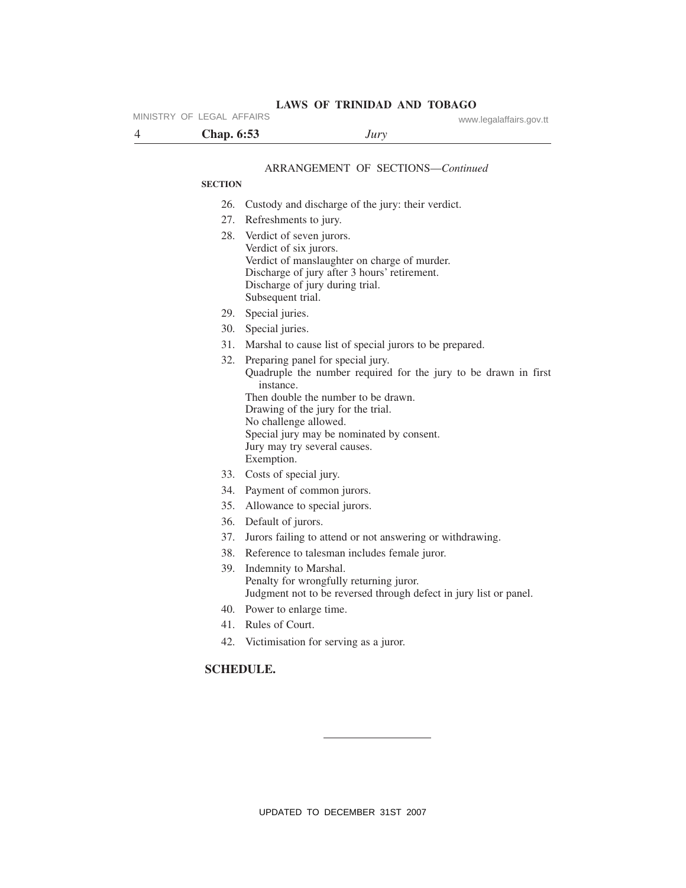ARRANGEMENT OF SECTIONS—*Continued*

**SECTION**

26. Custody and discharge of the jury: their verdict.
27. Refreshments to jury.
28. Verdict of seven jurors.
    Verdict of six jurors.
    Verdict of manslaughter on charge of murder.
    Discharge of jury after 3 hours' retirement.
    Discharge of jury during trial.
    Subsequent trial.
29. Special juries.
30. Special juries.
31. Marshal to cause list of special jurors to be prepared.
32. Preparing panel for special jury.
    Quadruple the number required for the jury to be drawn in first instance.
    Then double the number to be drawn.
    Drawing of the jury for the trial.
    No challenge allowed.
    Special jury may be nominated by consent.
    Jury may try several causes.
    Exemption.
33. Costs of special jury.
34. Payment of common jurors.
35. Allowance to special jurors.
36. Default of jurors.
37. Jurors failing to attend or not answering or withdrawing.
38. Reference to talesman includes female juror.
39. Indemnity to Marshal.
    Penalty for wrongfully returning juror.
    Judgment not to be reversed through defect in jury list or panel.
40. Power to enlarge time.
41. Rules of Court.
42. Victimisation for serving as a juror.

**SCHEDULE.**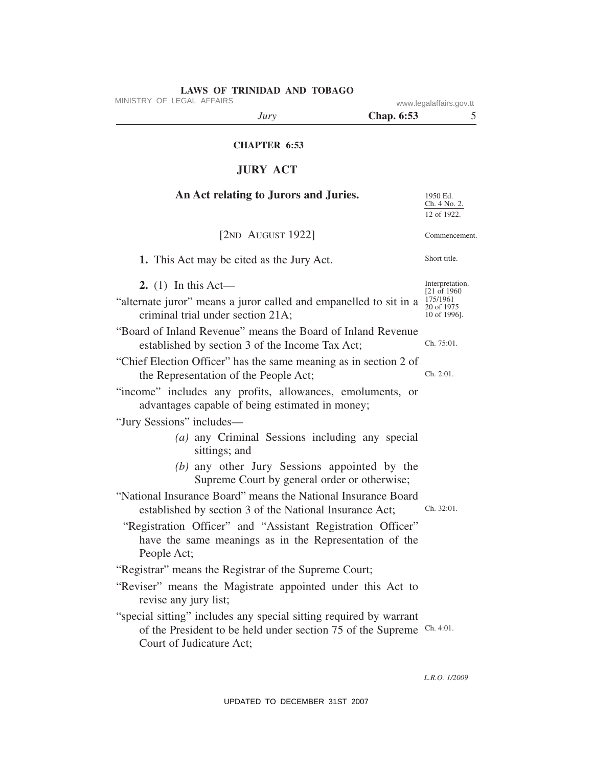# CHAPTER 6:53

# JURY ACT

## An Act relating to Jurors and Juries.

1950 Ed. Ch. 4 No. 2.
12 of 1922.

[2ND AUGUST 1922]

Commencement.

**1.** This Act may be cited as the Jury Act.

Short title.

**2.** (1) In this Act—

Interpretation. [21 of 1960 175/1961 20 of 1975 10 of 1996].

"alternate juror" means a juror called and empanelled to sit in a criminal trial under section 21A;

"Board of Inland Revenue" means the Board of Inland Revenue established by section 3 of the Income Tax Act;

Ch. 75:01.

"Chief Election Officer" has the same meaning as in section 2 of the Representation of the People Act;

Ch. 2:01.

"income" includes any profits, allowances, emoluments, or advantages capable of being estimated in money;

"Jury Sessions" includes—

*(a)* any Criminal Sessions including any special sittings; and

*(b)* any other Jury Sessions appointed by the Supreme Court by general order or otherwise;

"National Insurance Board" means the National Insurance Board established by section 3 of the National Insurance Act;

Ch. 32:01.

"Registration Officer" and "Assistant Registration Officer" have the same meanings as in the Representation of the People Act;

"Registrar" means the Registrar of the Supreme Court;

"Reviser" means the Magistrate appointed under this Act to revise any jury list;

"special sitting" includes any special sitting required by warrant of the President to be held under section 75 of the Supreme Court of Judicature Act;

Ch. 4:01.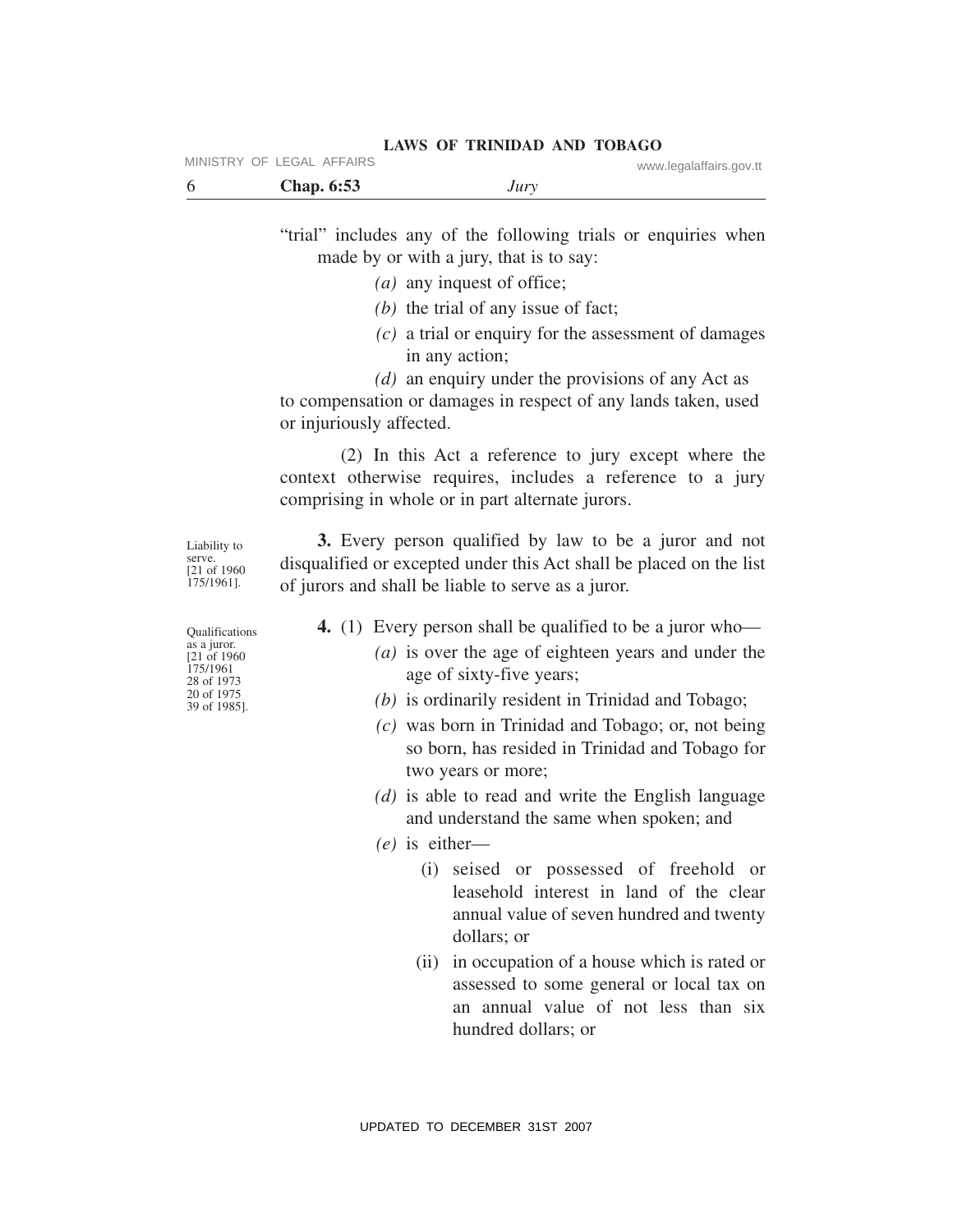"trial" includes any of the following trials or enquiries when made by or with a jury, that is to say:

*(a)* any inquest of office;

*(b)* the trial of any issue of fact;

*(c)* a trial or enquiry for the assessment of damages in any action;

*(d)* an enquiry under the provisions of any Act as to compensation or damages in respect of any lands taken, used or injuriously affected.

(2) In this Act a reference to jury except where the context otherwise requires, includes a reference to a jury comprising in whole or in part alternate jurors.

Liability to serve. [21 of 1960 175/1961].

**3.** Every person qualified by law to be a juror and not disqualified or excepted under this Act shall be placed on the list of jurors and shall be liable to serve as a juror.

Qualifications as a juror. [21 of 1960 175/1961 28 of 1973 20 of 1975 39 of 1985].

**4.** (1) Every person shall be qualified to be a juror who—

*(a)* is over the age of eighteen years and under the age of sixty-five years;

*(b)* is ordinarily resident in Trinidad and Tobago;

*(c)* was born in Trinidad and Tobago; or, not being so born, has resided in Trinidad and Tobago for two years or more;

*(d)* is able to read and write the English language and understand the same when spoken; and

*(e)* is either—

(i) seised or possessed of freehold or leasehold interest in land of the clear annual value of seven hundred and twenty dollars; or

(ii) in occupation of a house which is rated or assessed to some general or local tax on an annual value of not less than six hundred dollars; or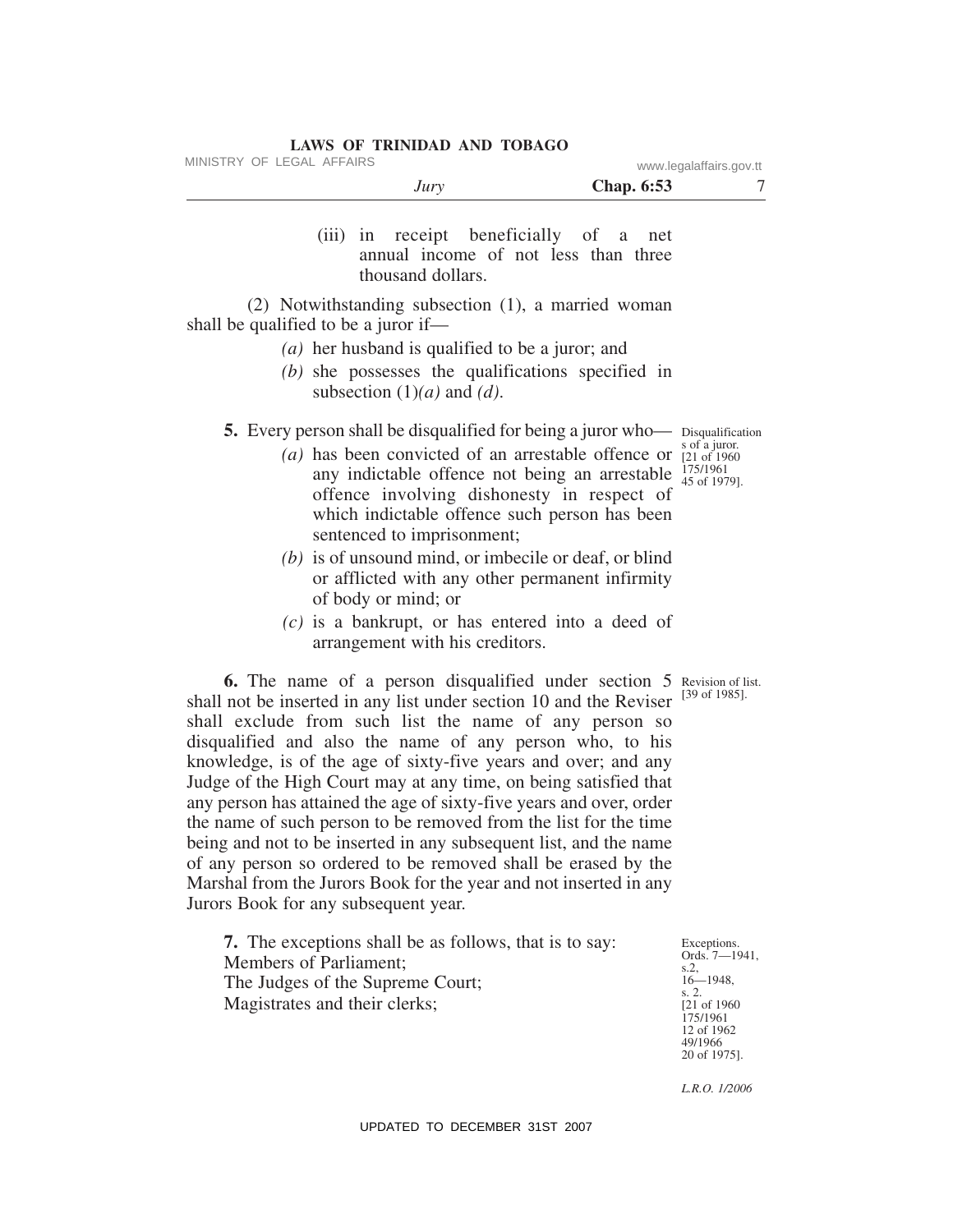(iii) in receipt beneficially of a net annual income of not less than three thousand dollars.

(2) Notwithstanding subsection (1), a married woman shall be qualified to be a juror if—

*(a)* her husband is qualified to be a juror; and

*(b)* she possesses the qualifications specified in subsection (1)*(a)* and *(d)*.

Disqualifications of a juror. [21 of 1960 175/1961 45 of 1979].

**5.** Every person shall be disqualified for being a juror who—

*(a)* has been convicted of an arrestable offence or any indictable offence not being an arrestable offence involving dishonesty in respect of which indictable offence such person has been sentenced to imprisonment;

*(b)* is of unsound mind, or imbecile or deaf, or blind or afflicted with any other permanent infirmity of body or mind; or

*(c)* is a bankrupt, or has entered into a deed of arrangement with his creditors.

Revision of list. [39 of 1985].

**6.** The name of a person disqualified under section 5 shall not be inserted in any list under section 10 and the Reviser shall exclude from such list the name of any person so disqualified and also the name of any person who, to his knowledge, is of the age of sixty-five years and over; and any Judge of the High Court may at any time, on being satisfied that any person has attained the age of sixty-five years and over, order the name of such person to be removed from the list for the time being and not to be inserted in any subsequent list, and the name of any person so ordered to be removed shall be erased by the Marshal from the Jurors Book for the year and not inserted in any Jurors Book for any subsequent year.

Exceptions. Ords. 7—1941, s.2, 16—1948, s. 2. [21 of 1960 175/1961 12 of 1962 49/1966 20 of 1975].

**7.** The exceptions shall be as follows, that is to say:

Members of Parliament;

The Judges of the Supreme Court;

Magistrates and their clerks;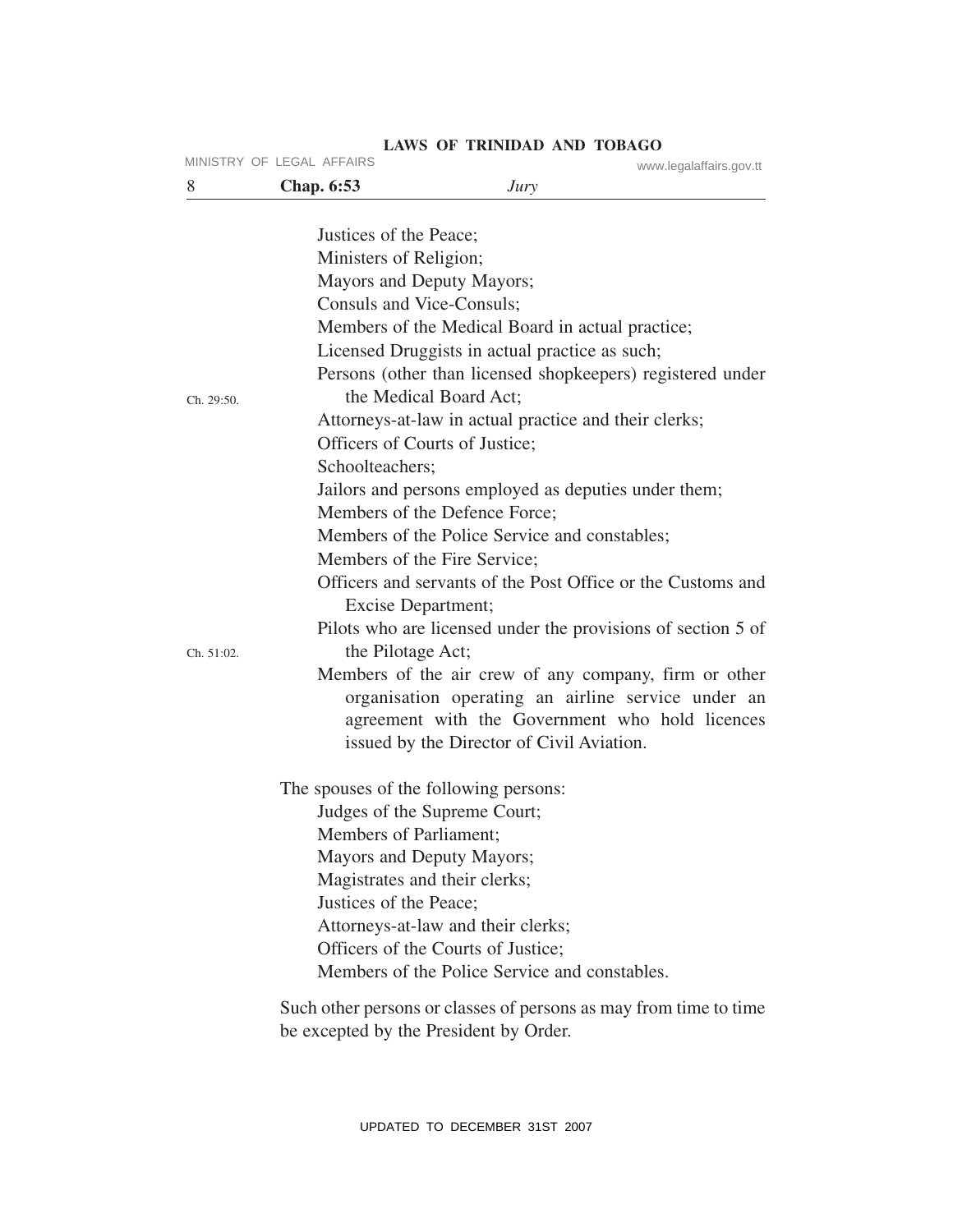Justices of the Peace;

Ministers of Religion;

Mayors and Deputy Mayors;

Consuls and Vice-Consuls;

Members of the Medical Board in actual practice;

Licensed Druggists in actual practice as such;

Persons (other than licensed shopkeepers) registered under the Medical Board Act; (Ch. 29:50.)

Attorneys-at-law in actual practice and their clerks;

Officers of Courts of Justice;

Schoolteachers;

Jailors and persons employed as deputies under them;

Members of the Defence Force;

Members of the Police Service and constables;

Members of the Fire Service;

Officers and servants of the Post Office or the Customs and Excise Department;

Pilots who are licensed under the provisions of section 5 of the Pilotage Act; (Ch. 51:02.)

Members of the air crew of any company, firm or other organisation operating an airline service under an agreement with the Government who hold licences issued by the Director of Civil Aviation.

The spouses of the following persons:

Judges of the Supreme Court;

Members of Parliament;

Mayors and Deputy Mayors;

Magistrates and their clerks;

Justices of the Peace;

Attorneys-at-law and their clerks;

Officers of the Courts of Justice;

Members of the Police Service and constables.

Such other persons or classes of persons as may from time to time be excepted by the President by Order.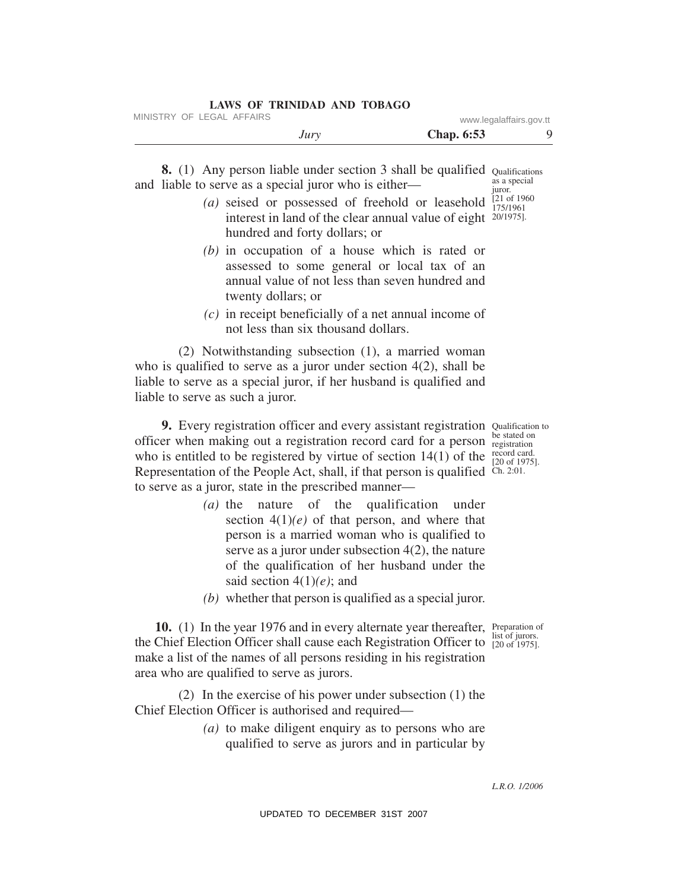**8.** (1) Any person liable under section 3 shall be qualified and liable to serve as a special juror who is either—

Qualifications as a special juror. [21 of 1960 175/1961 20/1975].

*(a)* seised or possessed of freehold or leasehold interest in land of the clear annual value of eight hundred and forty dollars; or

*(b)* in occupation of a house which is rated or assessed to some general or local tax of an annual value of not less than seven hundred and twenty dollars; or

*(c)* in receipt beneficially of a net annual income of not less than six thousand dollars.

(2) Notwithstanding subsection (1), a married woman who is qualified to serve as a juror under section 4(2), shall be liable to serve as a special juror, if her husband is qualified and liable to serve as such a juror.

**9.** Every registration officer and every assistant registration officer when making out a registration record card for a person who is entitled to be registered by virtue of section 14(1) of the Representation of the People Act, shall, if that person is qualified to serve as a juror, state in the prescribed manner—

Qualification to be stated on registration record card. [20 of 1975]. Ch. 2:01.

*(a)* the nature of the qualification under section 4(1)*(e)* of that person, and where that person is a married woman who is qualified to serve as a juror under subsection 4(2), the nature of the qualification of her husband under the said section 4(1)*(e)*; and

*(b)* whether that person is qualified as a special juror.

**10.** (1) In the year 1976 and in every alternate year thereafter, the Chief Election Officer shall cause each Registration Officer to make a list of the names of all persons residing in his registration area who are qualified to serve as jurors.

Preparation of list of jurors. [20 of 1975].

(2) In the exercise of his power under subsection (1) the Chief Election Officer is authorised and required—

*(a)* to make diligent enquiry as to persons who are qualified to serve as jurors and in particular by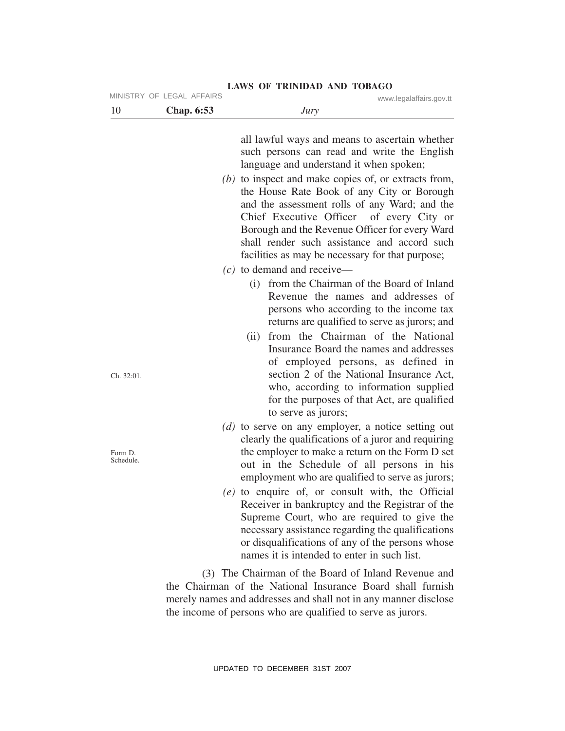all lawful ways and means to ascertain whether such persons can read and write the English language and understand it when spoken;

*(b)* to inspect and make copies of, or extracts from, the House Rate Book of any City or Borough and the assessment rolls of any Ward; and the Chief Executive Officer of every City or Borough and the Revenue Officer for every Ward shall render such assistance and accord such facilities as may be necessary for that purpose;

*(c)* to demand and receive—

(i) from the Chairman of the Board of Inland Revenue the names and addresses of persons who according to the income tax returns are qualified to serve as jurors; and

(ii) from the Chairman of the National Insurance Board the names and addresses of employed persons, as defined in section 2 of the National Insurance Act, who, according to information supplied for the purposes of that Act, are qualified to serve as jurors;

Ch. 32:01.

*(d)* to serve on any employer, a notice setting out clearly the qualifications of a juror and requiring the employer to make a return on the Form D set out in the Schedule of all persons in his employment who are qualified to serve as jurors;

Form D. Schedule.

*(e)* to enquire of, or consult with, the Official Receiver in bankruptcy and the Registrar of the Supreme Court, who are required to give the necessary assistance regarding the qualifications or disqualifications of any of the persons whose names it is intended to enter in such list.

(3) The Chairman of the Board of Inland Revenue and the Chairman of the National Insurance Board shall furnish merely names and addresses and shall not in any manner disclose the income of persons who are qualified to serve as jurors.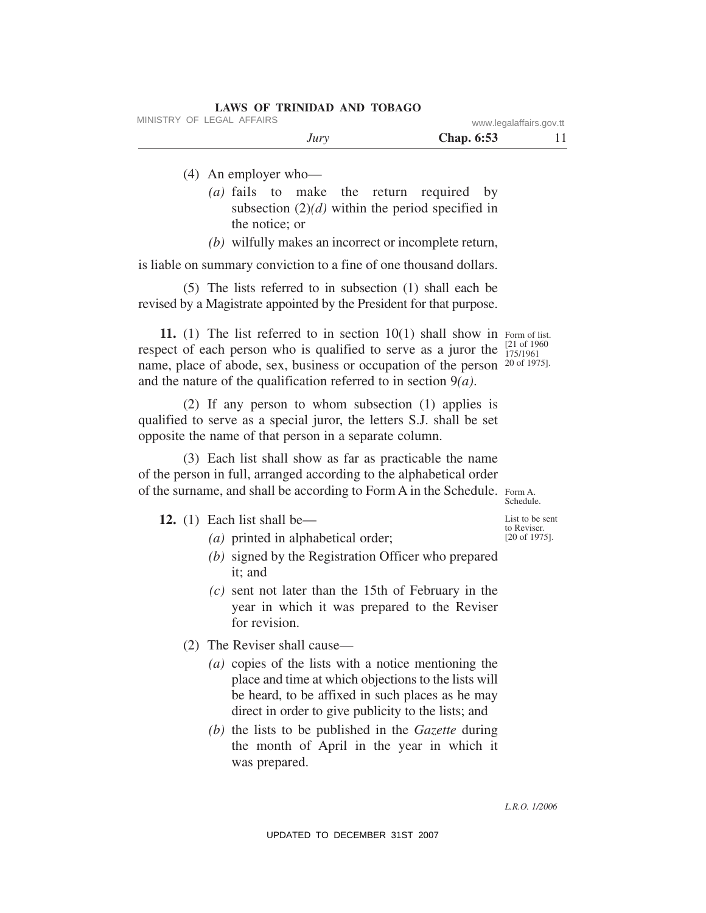(4) An employer who—

*(a)* fails to make the return required by subsection (2)*(d)* within the period specified in the notice; or

*(b)* wilfully makes an incorrect or incomplete return,

is liable on summary conviction to a fine of one thousand dollars.

(5) The lists referred to in subsection (1) shall each be revised by a Magistrate appointed by the President for that purpose.

Form of list. [21 of 1960 175/1961 20 of 1975].

**11.** (1) The list referred to in section 10(1) shall show in respect of each person who is qualified to serve as a juror the name, place of abode, sex, business or occupation of the person and the nature of the qualification referred to in section 9*(a)*.

(2) If any person to whom subsection (1) applies is qualified to serve as a special juror, the letters S.J. shall be set opposite the name of that person in a separate column.

(3) Each list shall show as far as practicable the name of the person in full, arranged according to the alphabetical order of the surname, and shall be according to Form A in the Schedule.

Form A. Schedule.

List to be sent to Reviser. [20 of 1975].

**12.** (1) Each list shall be—

*(a)* printed in alphabetical order;

*(b)* signed by the Registration Officer who prepared it; and

*(c)* sent not later than the 15th of February in the year in which it was prepared to the Reviser for revision.

(2) The Reviser shall cause—

*(a)* copies of the lists with a notice mentioning the place and time at which objections to the lists will be heard, to be affixed in such places as he may direct in order to give publicity to the lists; and

*(b)* the lists to be published in the *Gazette* during the month of April in the year in which it was prepared.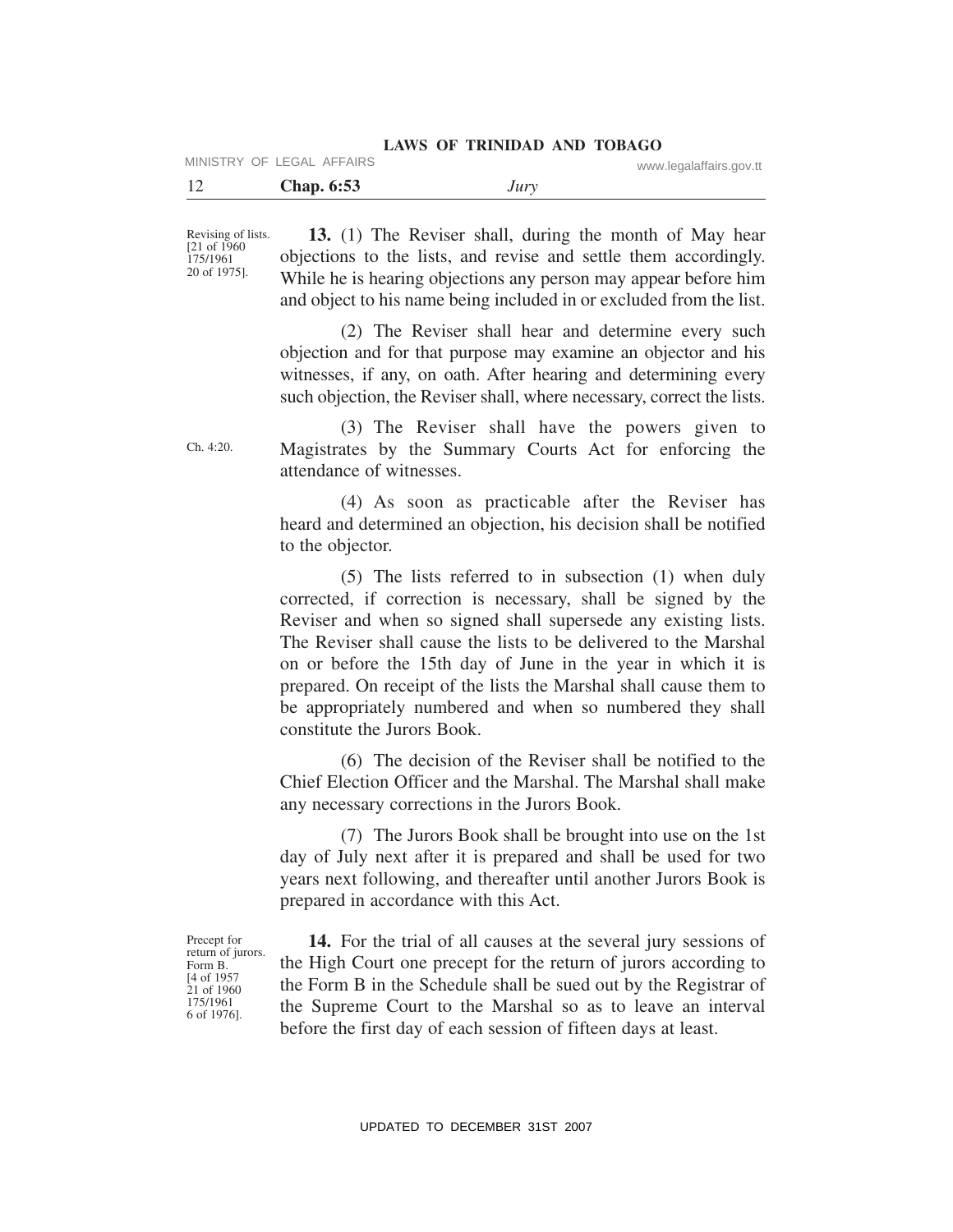Revising of lists. [21 of 1960 175/1961 20 of 1975].

**13.** (1) The Reviser shall, during the month of May hear objections to the lists, and revise and settle them accordingly. While he is hearing objections any person may appear before him and object to his name being included in or excluded from the list.

(2) The Reviser shall hear and determine every such objection and for that purpose may examine an objector and his witnesses, if any, on oath. After hearing and determining every such objection, the Reviser shall, where necessary, correct the lists.

Ch. 4:20.

(3) The Reviser shall have the powers given to Magistrates by the Summary Courts Act for enforcing the attendance of witnesses.

(4) As soon as practicable after the Reviser has heard and determined an objection, his decision shall be notified to the objector.

(5) The lists referred to in subsection (1) when duly corrected, if correction is necessary, shall be signed by the Reviser and when so signed shall supersede any existing lists. The Reviser shall cause the lists to be delivered to the Marshal on or before the 15th day of June in the year in which it is prepared. On receipt of the lists the Marshal shall cause them to be appropriately numbered and when so numbered they shall constitute the Jurors Book.

(6) The decision of the Reviser shall be notified to the Chief Election Officer and the Marshal. The Marshal shall make any necessary corrections in the Jurors Book.

(7) The Jurors Book shall be brought into use on the 1st day of July next after it is prepared and shall be used for two years next following, and thereafter until another Jurors Book is prepared in accordance with this Act.

Precept for return of jurors. Form B. [4 of 1957 21 of 1960 175/1961 6 of 1976].

**14.** For the trial of all causes at the several jury sessions of the High Court one precept for the return of jurors according to the Form B in the Schedule shall be sued out by the Registrar of the Supreme Court to the Marshal so as to leave an interval before the first day of each session of fifteen days at least.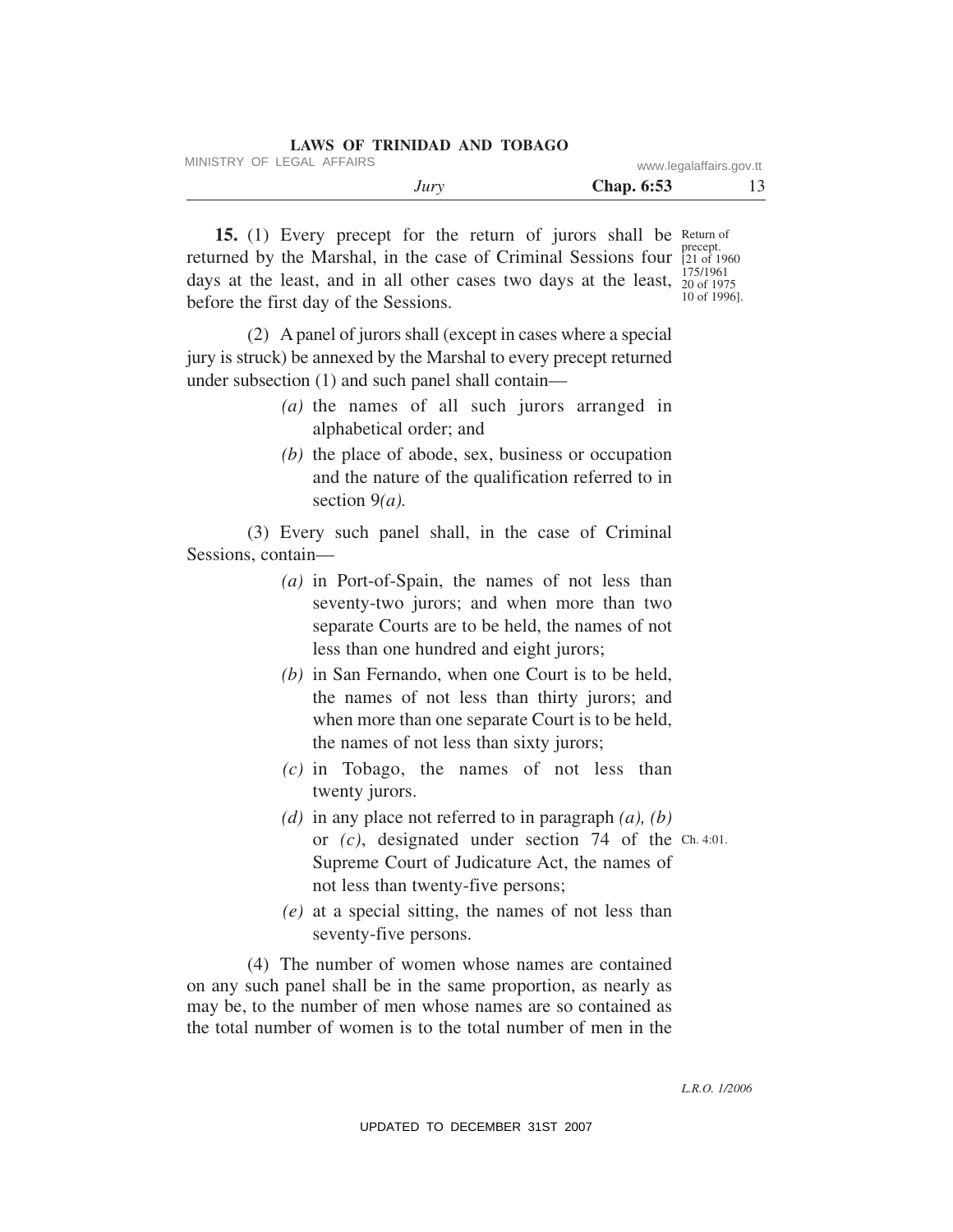**15.** (1) Every precept for the return of jurors shall be returned by the Marshal, in the case of Criminal Sessions four days at the least, and in all other cases two days at the least, before the first day of the Sessions.

Return of precept. [21 of 1960 175/1961 20 of 1975 10 of 1996].

(2) A panel of jurors shall (except in cases where a special jury is struck) be annexed by the Marshal to every precept returned under subsection (1) and such panel shall contain—

*(a)* the names of all such jurors arranged in alphabetical order; and

*(b)* the place of abode, sex, business or occupation and the nature of the qualification referred to in section 9*(a)*.

(3) Every such panel shall, in the case of Criminal Sessions, contain—

*(a)* in Port-of-Spain, the names of not less than seventy-two jurors; and when more than two separate Courts are to be held, the names of not less than one hundred and eight jurors;

*(b)* in San Fernando, when one Court is to be held, the names of not less than thirty jurors; and when more than one separate Court is to be held, the names of not less than sixty jurors;

*(c)* in Tobago, the names of not less than twenty jurors.

*(d)* in any place not referred to in paragraph *(a)*, *(b)* or *(c)*, designated under section 74 of the Supreme Court of Judicature Act, the names of not less than twenty-five persons;

Ch. 4:01.

*(e)* at a special sitting, the names of not less than seventy-five persons.

(4) The number of women whose names are contained on any such panel shall be in the same proportion, as nearly as may be, to the number of men whose names are so contained as the total number of women is to the total number of men in the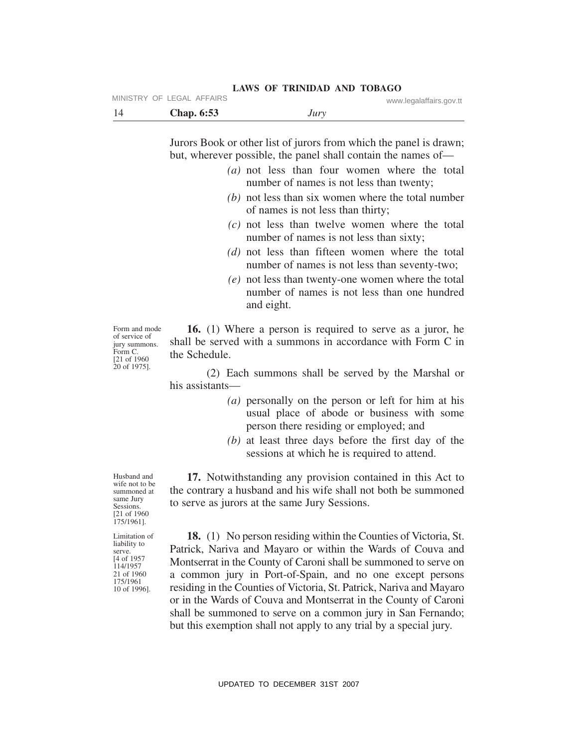Jurors Book or other list of jurors from which the panel is drawn; but, wherever possible, the panel shall contain the names of—

*(a)* not less than four women where the total number of names is not less than twenty;

*(b)* not less than six women where the total number of names is not less than thirty;

*(c)* not less than twelve women where the total number of names is not less than sixty;

*(d)* not less than fifteen women where the total number of names is not less than seventy-two;

*(e)* not less than twenty-one women where the total number of names is not less than one hundred and eight.

Form and mode of service of jury summons. Form C. [21 of 1960 20 of 1975].

**16.** (1) Where a person is required to serve as a juror, he shall be served with a summons in accordance with Form C in the Schedule.

(2) Each summons shall be served by the Marshal or his assistants—

*(a)* personally on the person or left for him at his usual place of abode or business with some person there residing or employed; and

*(b)* at least three days before the first day of the sessions at which he is required to attend.

Husband and wife not to be summoned at same Jury Sessions. [21 of 1960 175/1961].

**17.** Notwithstanding any provision contained in this Act to the contrary a husband and his wife shall not both be summoned to serve as jurors at the same Jury Sessions.

Limitation of liability to serve. [4 of 1957 114/1957 21 of 1960 175/1961 10 of 1996].

**18.** (1) No person residing within the Counties of Victoria, St. Patrick, Nariva and Mayaro or within the Wards of Couva and Montserrat in the County of Caroni shall be summoned to serve on a common jury in Port-of-Spain, and no one except persons residing in the Counties of Victoria, St. Patrick, Nariva and Mayaro or in the Wards of Couva and Montserrat in the County of Caroni shall be summoned to serve on a common jury in San Fernando; but this exemption shall not apply to any trial by a special jury.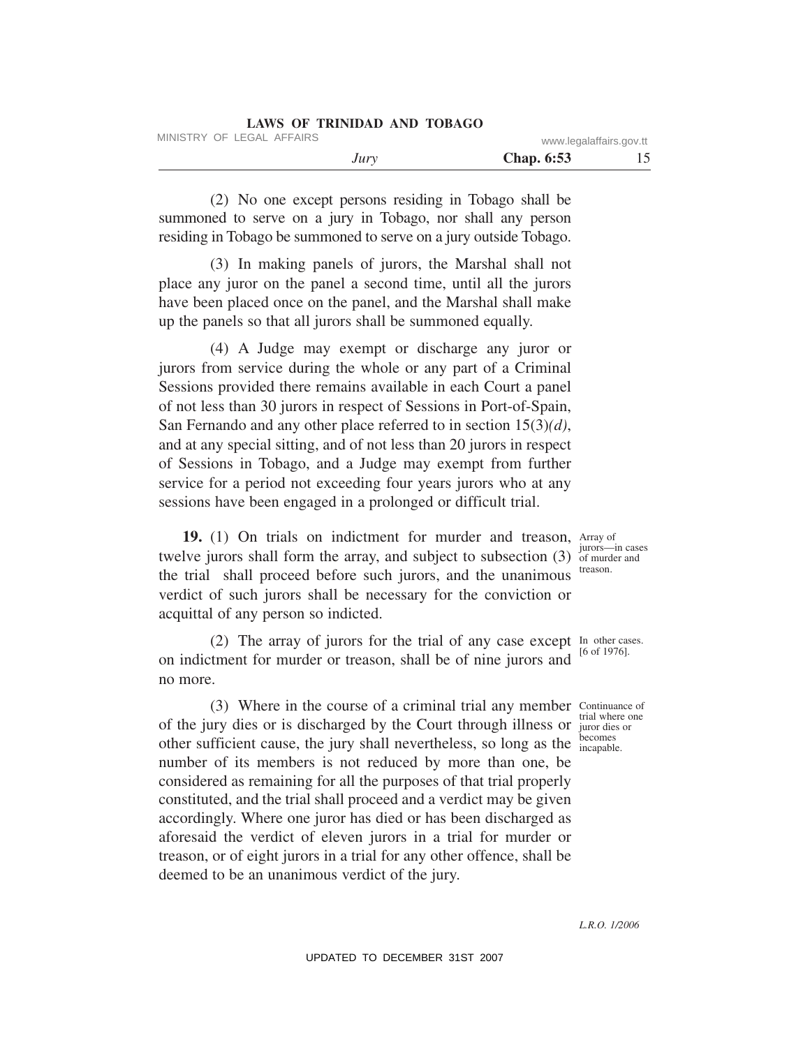(2) No one except persons residing in Tobago shall be summoned to serve on a jury in Tobago, nor shall any person residing in Tobago be summoned to serve on a jury outside Tobago.

(3) In making panels of jurors, the Marshal shall not place any juror on the panel a second time, until all the jurors have been placed once on the panel, and the Marshal shall make up the panels so that all jurors shall be summoned equally.

(4) A Judge may exempt or discharge any juror or jurors from service during the whole or any part of a Criminal Sessions provided there remains available in each Court a panel of not less than 30 jurors in respect of Sessions in Port-of-Spain, San Fernando and any other place referred to in section 15(3)*(d)*, and at any special sitting, and of not less than 20 jurors in respect of Sessions in Tobago, and a Judge may exempt from further service for a period not exceeding four years jurors who at any sessions have been engaged in a prolonged or difficult trial.

Array of jurors—in cases of murder and treason.

**19.** (1) On trials on indictment for murder and treason, twelve jurors shall form the array, and subject to subsection (3) the trial shall proceed before such jurors, and the unanimous verdict of such jurors shall be necessary for the conviction or acquittal of any person so indicted.

In other cases. [6 of 1976].

(2) The array of jurors for the trial of any case except on indictment for murder or treason, shall be of nine jurors and no more.

Continuance of trial where one juror dies or becomes incapable.

(3) Where in the course of a criminal trial any member of the jury dies or is discharged by the Court through illness or other sufficient cause, the jury shall nevertheless, so long as the number of its members is not reduced by more than one, be considered as remaining for all the purposes of that trial properly constituted, and the trial shall proceed and a verdict may be given accordingly. Where one juror has died or has been discharged as aforesaid the verdict of eleven jurors in a trial for murder or treason, or of eight jurors in a trial for any other offence, shall be deemed to be an unanimous verdict of the jury.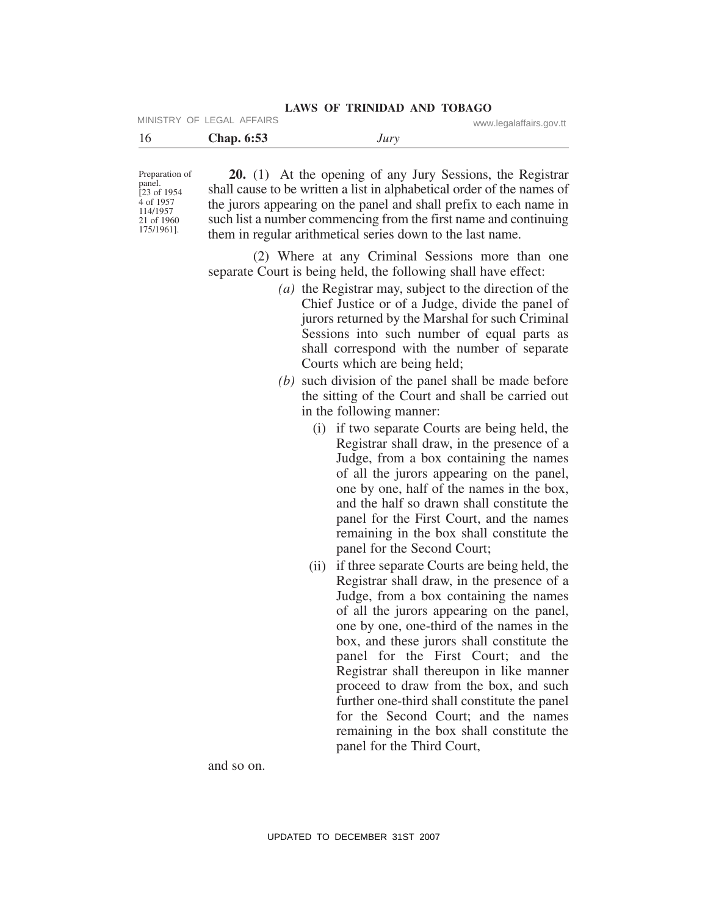Preparation of panel.
[23 of 1954
4 of 1957
114/1957
21 of 1960
175/1961].

**20.** (1) At the opening of any Jury Sessions, the Registrar shall cause to be written a list in alphabetical order of the names of the jurors appearing on the panel and shall prefix to each name in such list a number commencing from the first name and continuing them in regular arithmetical series down to the last name.

(2) Where at any Criminal Sessions more than one separate Court is being held, the following shall have effect:

*(a)* the Registrar may, subject to the direction of the Chief Justice or of a Judge, divide the panel of jurors returned by the Marshal for such Criminal Sessions into such number of equal parts as shall correspond with the number of separate Courts which are being held;

*(b)* such division of the panel shall be made before the sitting of the Court and shall be carried out in the following manner:

(i) if two separate Courts are being held, the Registrar shall draw, in the presence of a Judge, from a box containing the names of all the jurors appearing on the panel, one by one, half of the names in the box, and the half so drawn shall constitute the panel for the First Court, and the names remaining in the box shall constitute the panel for the Second Court;

(ii) if three separate Courts are being held, the Registrar shall draw, in the presence of a Judge, from a box containing the names of all the jurors appearing on the panel, one by one, one-third of the names in the box, and these jurors shall constitute the panel for the First Court; and the Registrar shall thereupon in like manner proceed to draw from the box, and such further one-third shall constitute the panel for the Second Court; and the names remaining in the box shall constitute the panel for the Third Court,

and so on.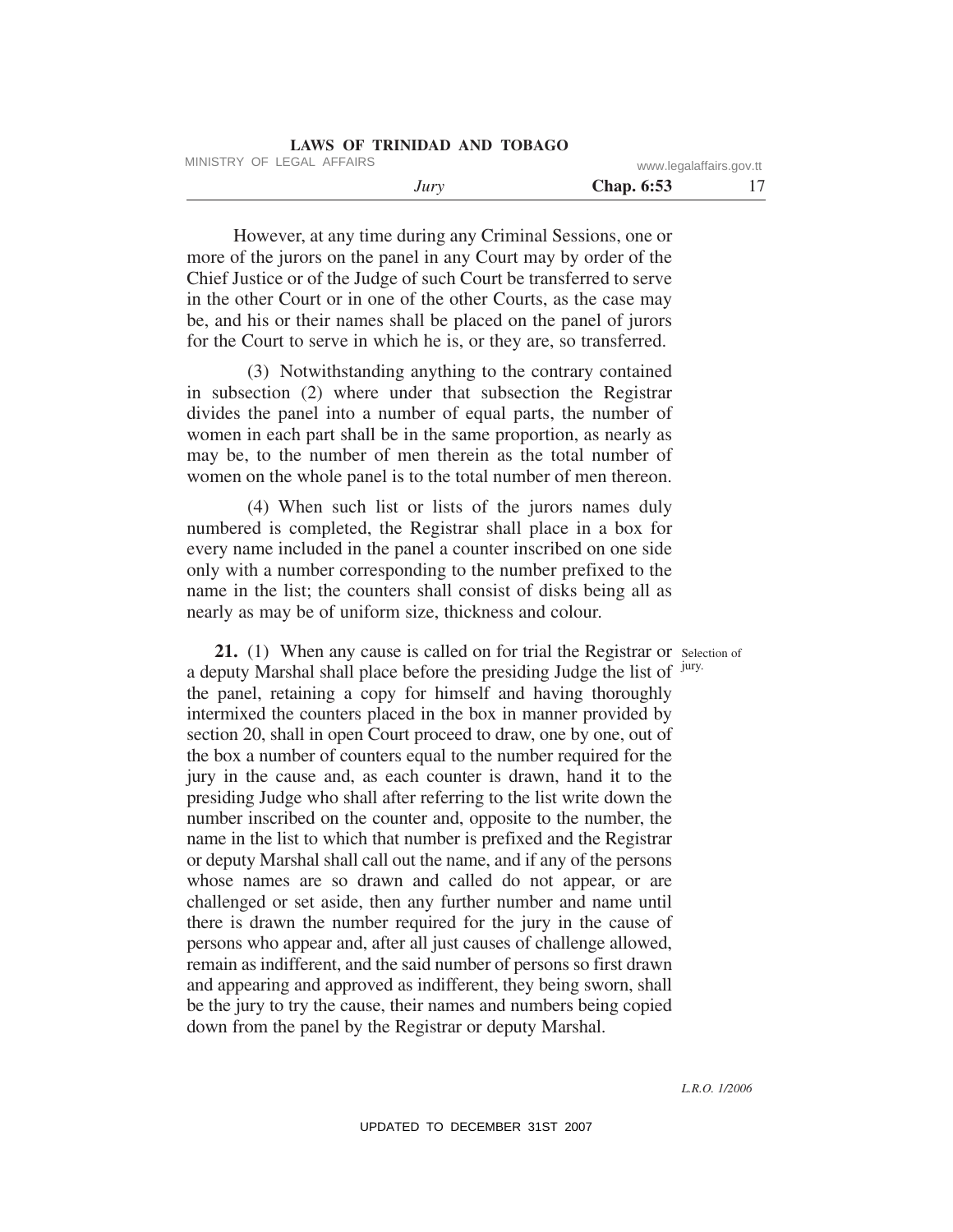However, at any time during any Criminal Sessions, one or more of the jurors on the panel in any Court may by order of the Chief Justice or of the Judge of such Court be transferred to serve in the other Court or in one of the other Courts, as the case may be, and his or their names shall be placed on the panel of jurors for the Court to serve in which he is, or they are, so transferred.

(3) Notwithstanding anything to the contrary contained in subsection (2) where under that subsection the Registrar divides the panel into a number of equal parts, the number of women in each part shall be in the same proportion, as nearly as may be, to the number of men therein as the total number of women on the whole panel is to the total number of men thereon.

(4) When such list or lists of the jurors names duly numbered is completed, the Registrar shall place in a box for every name included in the panel a counter inscribed on one side only with a number corresponding to the number prefixed to the name in the list; the counters shall consist of disks being all as nearly as may be of uniform size, thickness and colour.

Selection of jury.

**21.** (1) When any cause is called on for trial the Registrar or a deputy Marshal shall place before the presiding Judge the list of the panel, retaining a copy for himself and having thoroughly intermixed the counters placed in the box in manner provided by section 20, shall in open Court proceed to draw, one by one, out of the box a number of counters equal to the number required for the jury in the cause and, as each counter is drawn, hand it to the presiding Judge who shall after referring to the list write down the number inscribed on the counter and, opposite to the number, the name in the list to which that number is prefixed and the Registrar or deputy Marshal shall call out the name, and if any of the persons whose names are so drawn and called do not appear, or are challenged or set aside, then any further number and name until there is drawn the number required for the jury in the cause of persons who appear and, after all just causes of challenge allowed, remain as indifferent, and the said number of persons so first drawn and appearing and approved as indifferent, they being sworn, shall be the jury to try the cause, their names and numbers being copied down from the panel by the Registrar or deputy Marshal.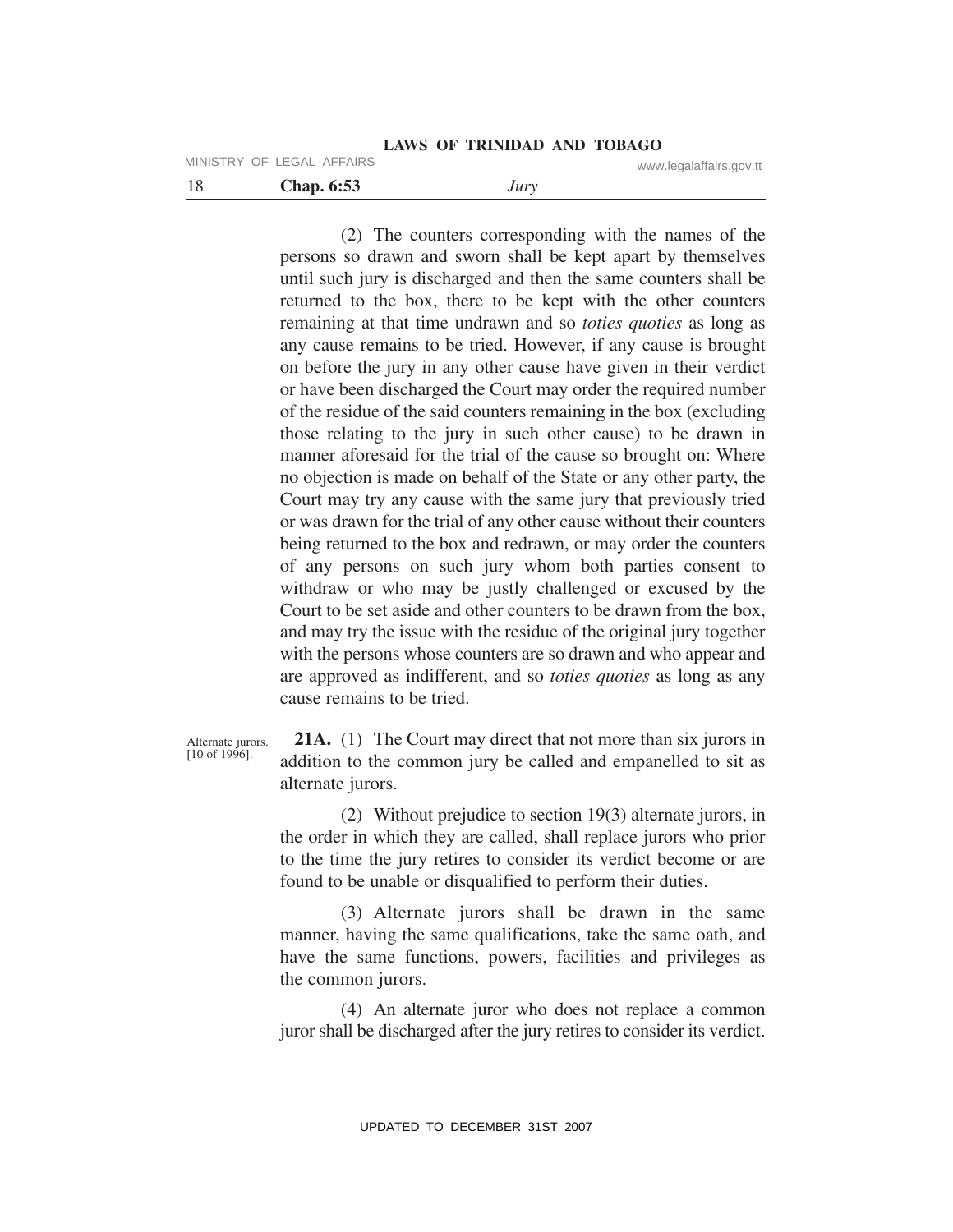(2) The counters corresponding with the names of the persons so drawn and sworn shall be kept apart by themselves until such jury is discharged and then the same counters shall be returned to the box, there to be kept with the other counters remaining at that time undrawn and so *toties quoties* as long as any cause remains to be tried. However, if any cause is brought on before the jury in any other cause have given in their verdict or have been discharged the Court may order the required number of the residue of the said counters remaining in the box (excluding those relating to the jury in such other cause) to be drawn in manner aforesaid for the trial of the cause so brought on: Where no objection is made on behalf of the State or any other party, the Court may try any cause with the same jury that previously tried or was drawn for the trial of any other cause without their counters being returned to the box and redrawn, or may order the counters of any persons on such jury whom both parties consent to withdraw or who may be justly challenged or excused by the Court to be set aside and other counters to be drawn from the box, and may try the issue with the residue of the original jury together with the persons whose counters are so drawn and who appear and are approved as indifferent, and so *toties quoties* as long as any cause remains to be tried.

Alternate jurors. [10 of 1996].

**21A.** (1) The Court may direct that not more than six jurors in addition to the common jury be called and empanelled to sit as alternate jurors.

(2) Without prejudice to section 19(3) alternate jurors, in the order in which they are called, shall replace jurors who prior to the time the jury retires to consider its verdict become or are found to be unable or disqualified to perform their duties.

(3) Alternate jurors shall be drawn in the same manner, having the same qualifications, take the same oath, and have the same functions, powers, facilities and privileges as the common jurors.

(4) An alternate juror who does not replace a common juror shall be discharged after the jury retires to consider its verdict.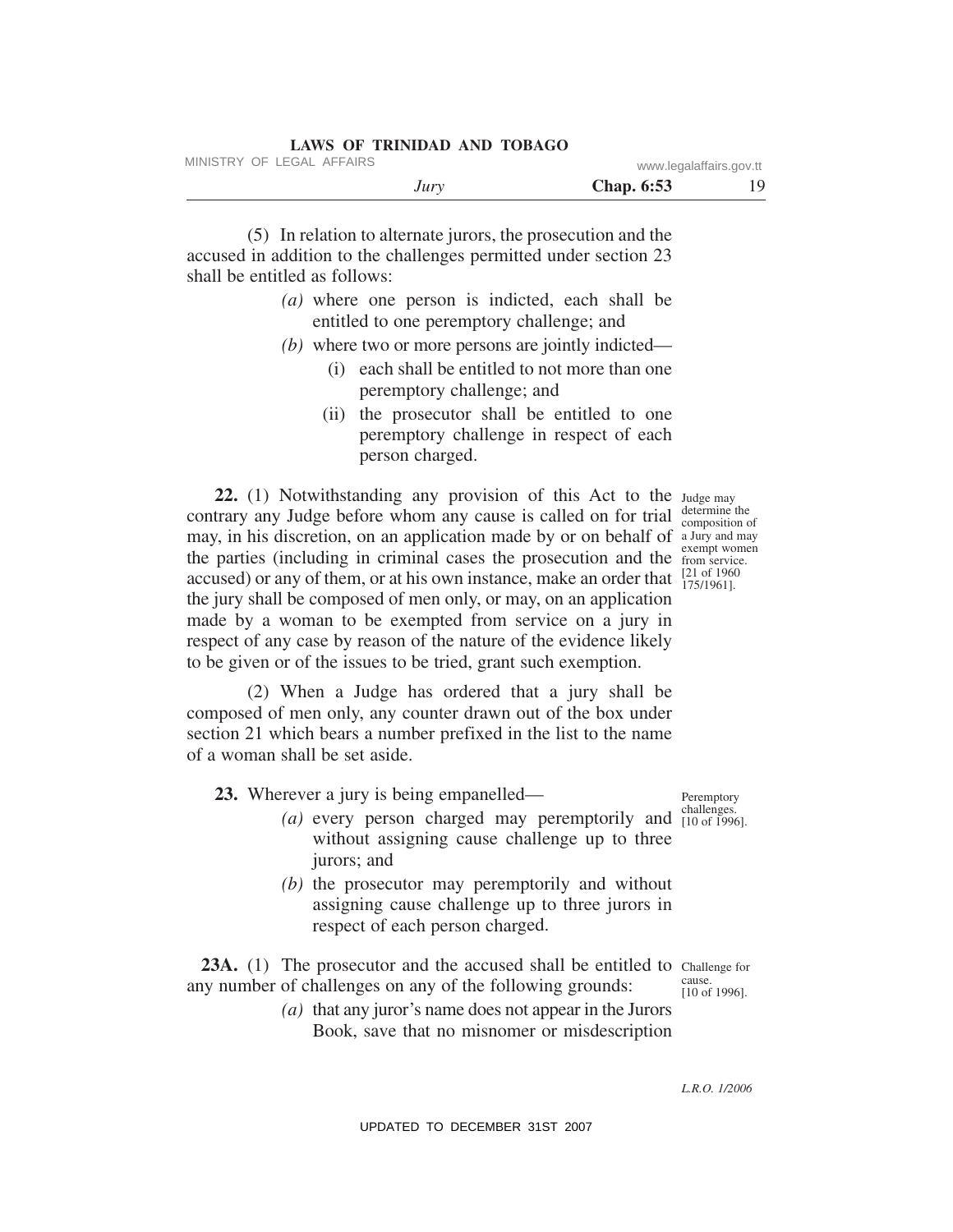(5) In relation to alternate jurors, the prosecution and the accused in addition to the challenges permitted under section 23 shall be entitled as follows:

*(a)* where one person is indicted, each shall be entitled to one peremptory challenge; and

*(b)* where two or more persons are jointly indicted—

(i) each shall be entitled to not more than one peremptory challenge; and

(ii) the prosecutor shall be entitled to one peremptory challenge in respect of each person charged.

Judge may determine the composition of a Jury and may exempt women from service. [21 of 1960 175/1961].

**22.** (1) Notwithstanding any provision of this Act to the contrary any Judge before whom any cause is called on for trial may, in his discretion, on an application made by or on behalf of the parties (including in criminal cases the prosecution and the accused) or any of them, or at his own instance, make an order that the jury shall be composed of men only, or may, on an application made by a woman to be exempted from service on a jury in respect of any case by reason of the nature of the evidence likely to be given or of the issues to be tried, grant such exemption.

(2) When a Judge has ordered that a jury shall be composed of men only, any counter drawn out of the box under section 21 which bears a number prefixed in the list to the name of a woman shall be set aside.

Peremptory challenges. [10 of 1996].

**23.** Wherever a jury is being empanelled—

*(a)* every person charged may peremptorily and without assigning cause challenge up to three jurors; and

*(b)* the prosecutor may peremptorily and without assigning cause challenge up to three jurors in respect of each person charged.

Challenge for cause. [10 of 1996].

**23A.** (1) The prosecutor and the accused shall be entitled to any number of challenges on any of the following grounds:

*(a)* that any juror's name does not appear in the Jurors Book, save that no misnomer or misdescription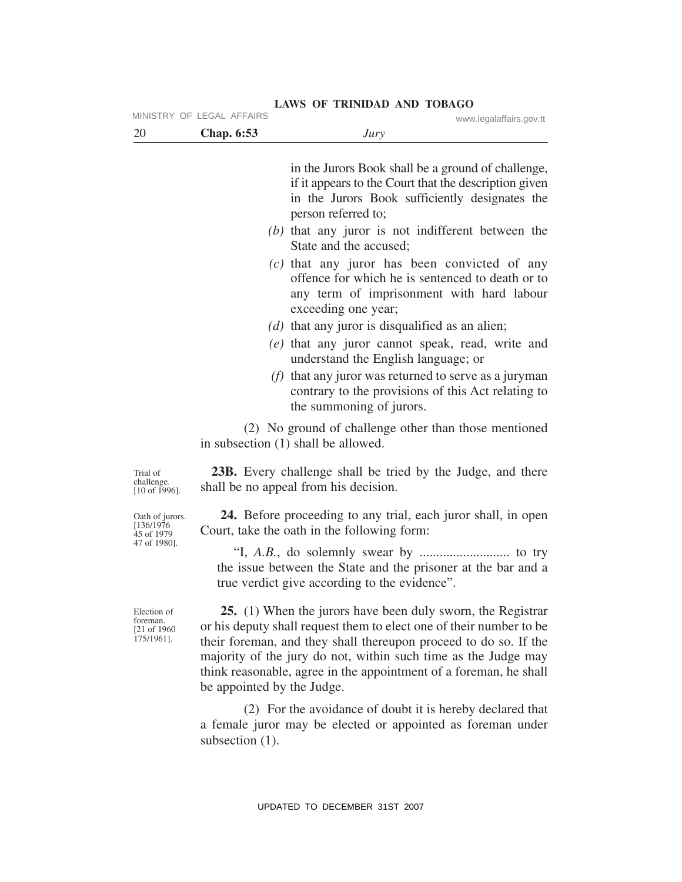in the Jurors Book shall be a ground of challenge, if it appears to the Court that the description given in the Jurors Book sufficiently designates the person referred to;

*(b)* that any juror is not indifferent between the State and the accused;

*(c)* that any juror has been convicted of any offence for which he is sentenced to death or to any term of imprisonment with hard labour exceeding one year;

*(d)* that any juror is disqualified as an alien;

*(e)* that any juror cannot speak, read, write and understand the English language; or

*(f)* that any juror was returned to serve as a juryman contrary to the provisions of this Act relating to the summoning of jurors.

(2) No ground of challenge other than those mentioned in subsection (1) shall be allowed.

Trial of challenge. [10 of 1996].

**23B.** Every challenge shall be tried by the Judge, and there shall be no appeal from his decision.

Oath of jurors. [136/1976 45 of 1979 47 of 1980].

**24.** Before proceeding to any trial, each juror shall, in open Court, take the oath in the following form:

"I, *A.B.*, do solemnly swear by .......................... to try the issue between the State and the prisoner at the bar and a true verdict give according to the evidence".

Election of foreman. [21 of 1960 175/1961].

**25.** (1) When the jurors have been duly sworn, the Registrar or his deputy shall request them to elect one of their number to be their foreman, and they shall thereupon proceed to do so. If the majority of the jury do not, within such time as the Judge may think reasonable, agree in the appointment of a foreman, he shall be appointed by the Judge.

(2) For the avoidance of doubt it is hereby declared that a female juror may be elected or appointed as foreman under subsection (1).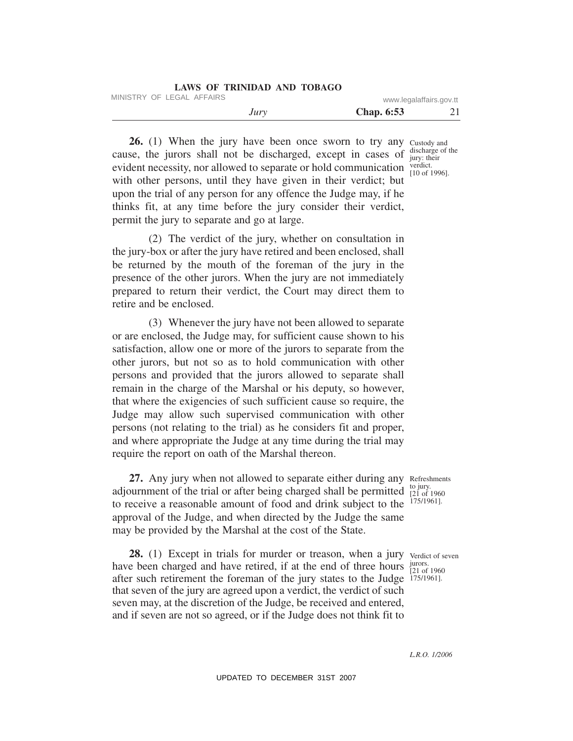**26.** (1) When the jury have been once sworn to try any cause, the jurors shall not be discharged, except in cases of evident necessity, nor allowed to separate or hold communication with other persons, until they have given in their verdict; but upon the trial of any person for any offence the Judge may, if he thinks fit, at any time before the jury consider their verdict, permit the jury to separate and go at large.

Custody and discharge of the jury: their verdict. [10 of 1996].

(2) The verdict of the jury, whether on consultation in the jury-box or after the jury have retired and been enclosed, shall be returned by the mouth of the foreman of the jury in the presence of the other jurors. When the jury are not immediately prepared to return their verdict, the Court may direct them to retire and be enclosed.

(3) Whenever the jury have not been allowed to separate or are enclosed, the Judge may, for sufficient cause shown to his satisfaction, allow one or more of the jurors to separate from the other jurors, but not so as to hold communication with other persons and provided that the jurors allowed to separate shall remain in the charge of the Marshal or his deputy, so however, that where the exigencies of such sufficient cause so require, the Judge may allow such supervised communication with other persons (not relating to the trial) as he considers fit and proper, and where appropriate the Judge at any time during the trial may require the report on oath of the Marshal thereon.

**27.** Any jury when not allowed to separate either during any adjournment of the trial or after being charged shall be permitted to receive a reasonable amount of food and drink subject to the approval of the Judge, and when directed by the Judge the same may be provided by the Marshal at the cost of the State.

Refreshments to jury. [21 of 1960 175/1961].

**28.** (1) Except in trials for murder or treason, when a jury have been charged and have retired, if at the end of three hours after such retirement the foreman of the jury states to the Judge that seven of the jury are agreed upon a verdict, the verdict of such seven may, at the discretion of the Judge, be received and entered, and if seven are not so agreed, or if the Judge does not think fit to

Verdict of seven jurors. [21 of 1960 175/1961].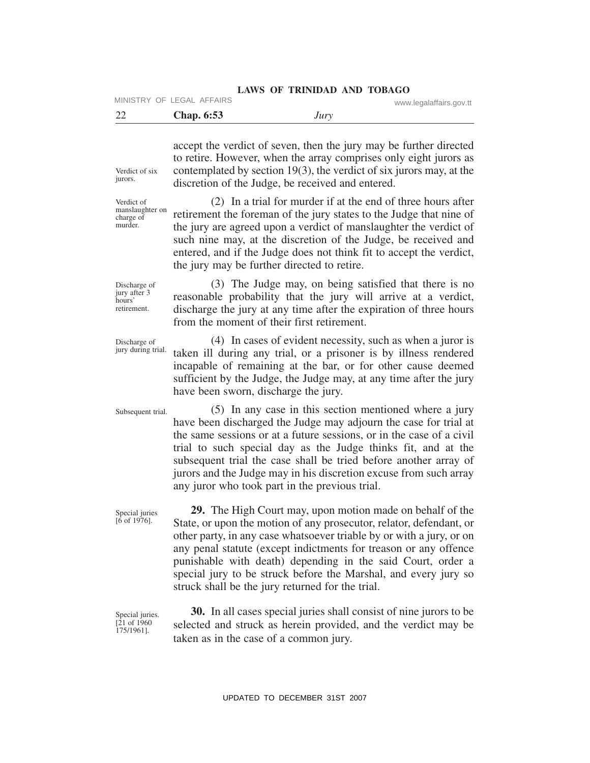accept the verdict of seven, then the jury may be further directed to retire. However, when the array comprises only eight jurors as contemplated by section 19(3), the verdict of six jurors may, at the discretion of the Judge, be received and entered.

Verdict of six jurors.

Verdict of manslaughter on charge of murder.

(2) In a trial for murder if at the end of three hours after retirement the foreman of the jury states to the Judge that nine of the jury are agreed upon a verdict of manslaughter the verdict of such nine may, at the discretion of the Judge, be received and entered, and if the Judge does not think fit to accept the verdict, the jury may be further directed to retire.

Discharge of jury after 3 hours' retirement.

(3) The Judge may, on being satisfied that there is no reasonable probability that the jury will arrive at a verdict, discharge the jury at any time after the expiration of three hours from the moment of their first retirement.

Discharge of jury during trial.

(4) In cases of evident necessity, such as when a juror is taken ill during any trial, or a prisoner is by illness rendered incapable of remaining at the bar, or for other cause deemed sufficient by the Judge, the Judge may, at any time after the jury have been sworn, discharge the jury.

Subsequent trial.

(5) In any case in this section mentioned where a jury have been discharged the Judge may adjourn the case for trial at the same sessions or at a future sessions, or in the case of a civil trial to such special day as the Judge thinks fit, and at the subsequent trial the case shall be tried before another array of jurors and the Judge may in his discretion excuse from such array any juror who took part in the previous trial.

Special juries [6 of 1976].

**29.** The High Court may, upon motion made on behalf of the State, or upon the motion of any prosecutor, relator, defendant, or other party, in any case whatsoever triable by or with a jury, or on any penal statute (except indictments for treason or any offence punishable with death) depending in the said Court, order a special jury to be struck before the Marshal, and every jury so struck shall be the jury returned for the trial.

Special juries. [21 of 1960 175/1961].

**30.** In all cases special juries shall consist of nine jurors to be selected and struck as herein provided, and the verdict may be taken as in the case of a common jury.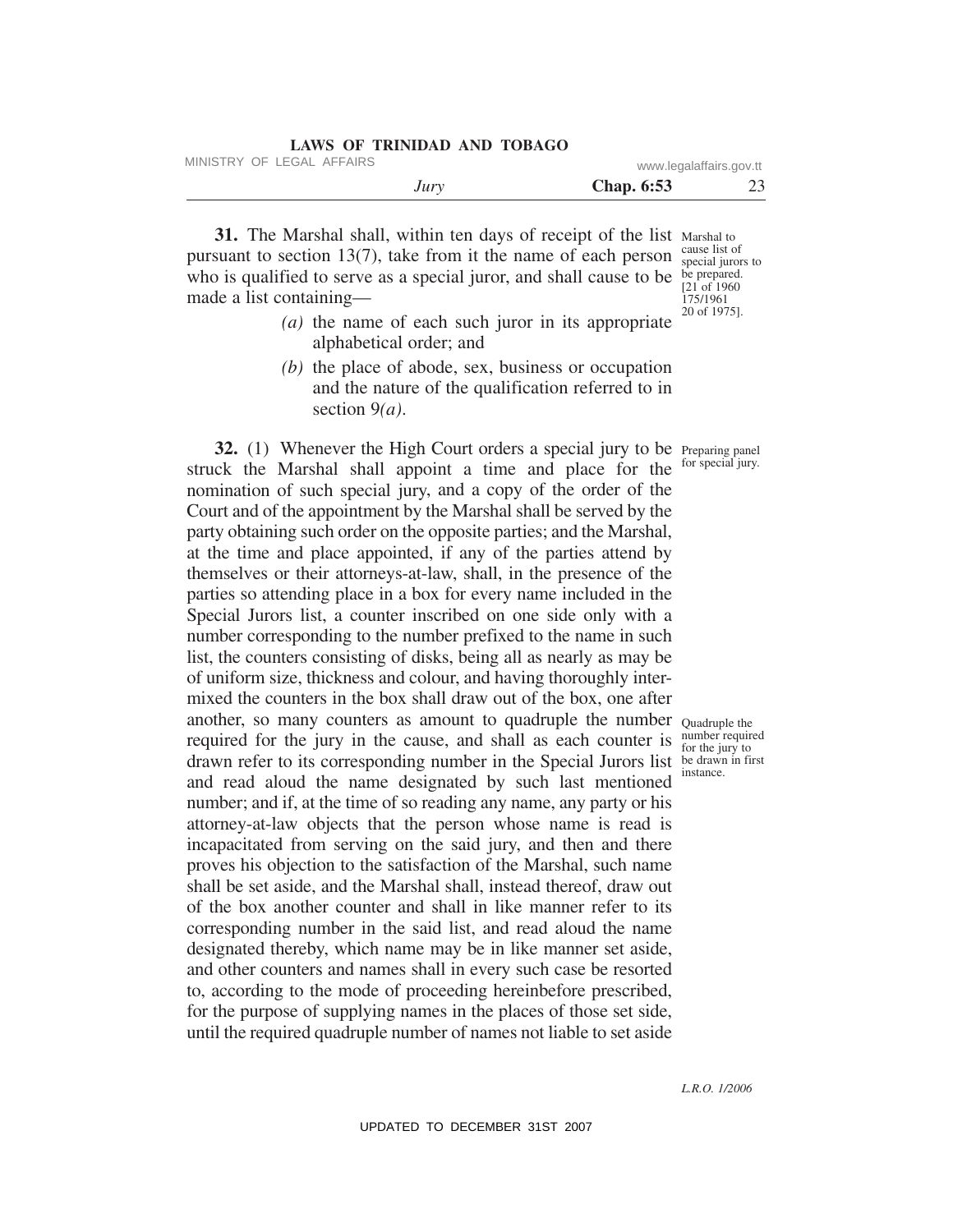**31.** The Marshal shall, within ten days of receipt of the list pursuant to section 13(7), take from it the name of each person who is qualified to serve as a special juror, and shall cause to be made a list containing—

Marshal to cause list of special jurors to be prepared. [21 of 1960 175/1961 20 of 1975].

*(a)* the name of each such juror in its appropriate alphabetical order; and

*(b)* the place of abode, sex, business or occupation and the nature of the qualification referred to in section 9*(a)*.

Preparing panel for special jury.

**32.** (1) Whenever the High Court orders a special jury to be struck the Marshal shall appoint a time and place for the nomination of such special jury, and a copy of the order of the Court and of the appointment by the Marshal shall be served by the party obtaining such order on the opposite parties; and the Marshal, at the time and place appointed, if any of the parties attend by themselves or their attorneys-at-law, shall, in the presence of the parties so attending place in a box for every name included in the Special Jurors list, a counter inscribed on one side only with a number corresponding to the number prefixed to the name in such list, the counters consisting of disks, being all as nearly as may be of uniform size, thickness and colour, and having thoroughly intermixed the counters in the box shall draw out of the box, one after another, so many counters as amount to quadruple the number required for the jury in the cause, and shall as each counter is drawn refer to its corresponding number in the Special Jurors list and read aloud the name designated by such last mentioned number; and if, at the time of so reading any name, any party or his attorney-at-law objects that the person whose name is read is incapacitated from serving on the said jury, and then and there proves his objection to the satisfaction of the Marshal, such name shall be set aside, and the Marshal shall, instead thereof, draw out of the box another counter and shall in like manner refer to its corresponding number in the said list, and read aloud the name designated thereby, which name may be in like manner set aside, and other counters and names shall in every such case be resorted to, according to the mode of proceeding hereinbefore prescribed, for the purpose of supplying names in the places of those set side, until the required quadruple number of names not liable to set aside

Quadruple the number required for the jury to be drawn in first instance.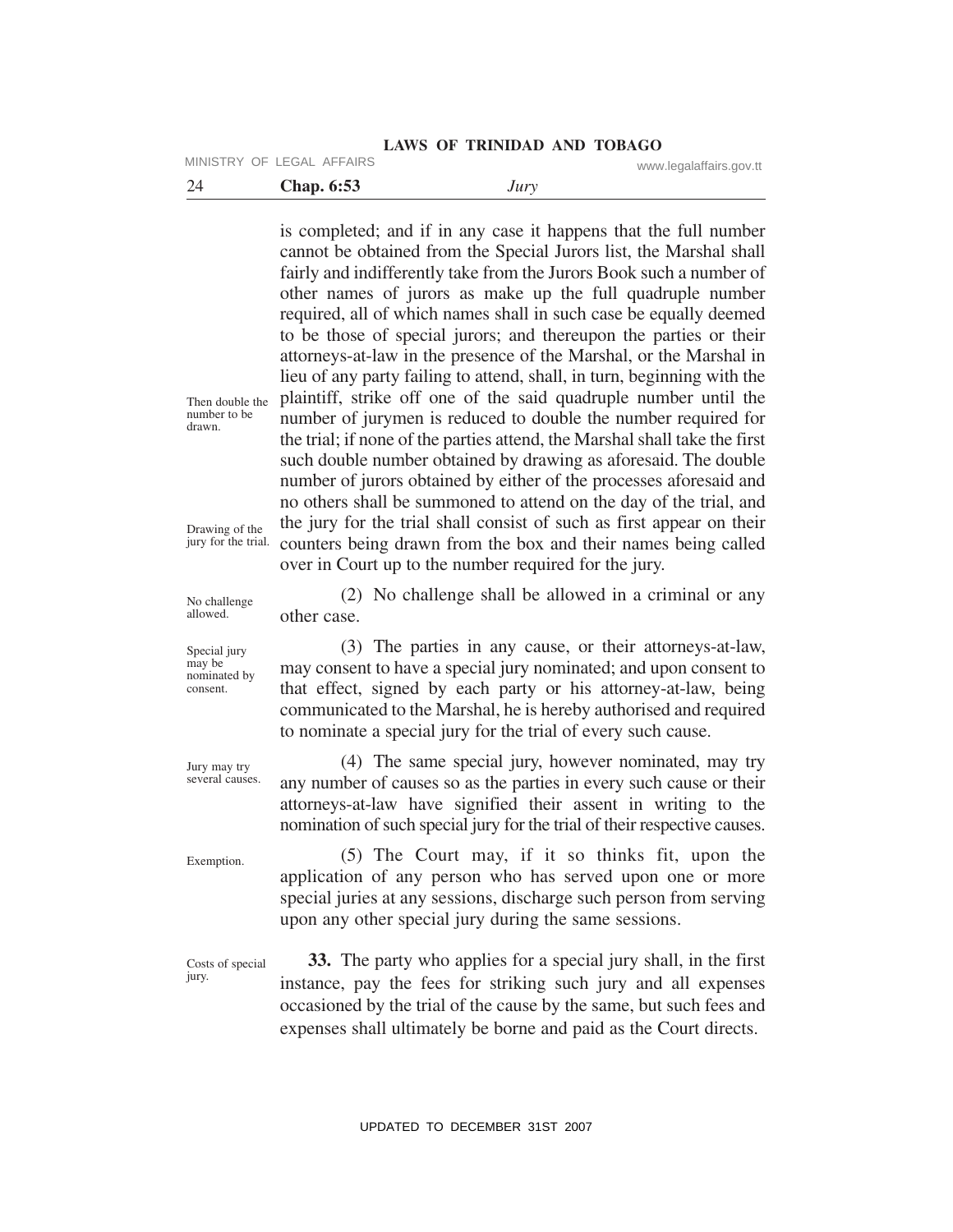is completed; and if in any case it happens that the full number cannot be obtained from the Special Jurors list, the Marshal shall fairly and indifferently take from the Jurors Book such a number of other names of jurors as make up the full quadruple number required, all of which names shall in such case be equally deemed to be those of special jurors; and thereupon the parties or their attorneys-at-law in the presence of the Marshal, or the Marshal in lieu of any party failing to attend, shall, in turn, beginning with the plaintiff, strike off one of the said quadruple number until the number of jurymen is reduced to double the number required for the trial; if none of the parties attend, the Marshal shall take the first such double number obtained by drawing as aforesaid. The double number of jurors obtained by either of the processes aforesaid and no others shall be summoned to attend on the day of the trial, and the jury for the trial shall consist of such as first appear on their counters being drawn from the box and their names being called over in Court up to the number required for the jury.

*Then double the number to be drawn.*

*Drawing of the jury for the trial.*

*No challenge allowed.*

(2) No challenge shall be allowed in a criminal or any other case.

*Special jury may be nominated by consent.*

(3) The parties in any cause, or their attorneys-at-law, may consent to have a special jury nominated; and upon consent to that effect, signed by each party or his attorney-at-law, being communicated to the Marshal, he is hereby authorised and required to nominate a special jury for the trial of every such cause.

*Jury may try several causes.*

(4) The same special jury, however nominated, may try any number of causes so as the parties in every such cause or their attorneys-at-law have signified their assent in writing to the nomination of such special jury for the trial of their respective causes.

*Exemption.*

(5) The Court may, if it so thinks fit, upon the application of any person who has served upon one or more special juries at any sessions, discharge such person from serving upon any other special jury during the same sessions.

*Costs of special jury.*

**33.** The party who applies for a special jury shall, in the first instance, pay the fees for striking such jury and all expenses occasioned by the trial of the cause by the same, but such fees and expenses shall ultimately be borne and paid as the Court directs.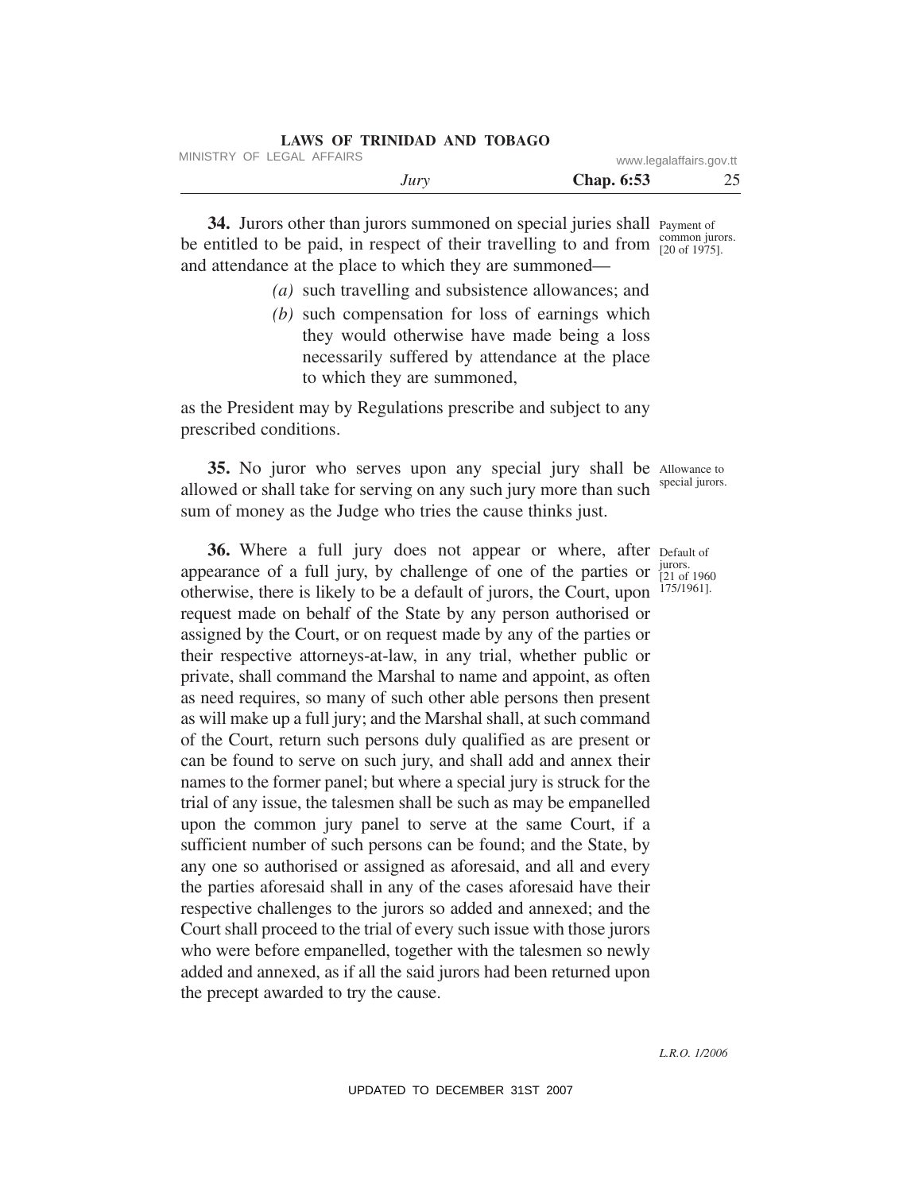**34.** Jurors other than jurors summoned on special juries shall be entitled to be paid, in respect of their travelling to and from and attendance at the place to which they are summoned—

Payment of common jurors. [20 of 1975].

*(a)* such travelling and subsistence allowances; and

*(b)* such compensation for loss of earnings which they would otherwise have made being a loss necessarily suffered by attendance at the place to which they are summoned,

as the President may by Regulations prescribe and subject to any prescribed conditions.

**35.** No juror who serves upon any special jury shall be allowed or shall take for serving on any such jury more than such sum of money as the Judge who tries the cause thinks just.

Allowance to special jurors.

**36.** Where a full jury does not appear or where, after appearance of a full jury, by challenge of one of the parties or otherwise, there is likely to be a default of jurors, the Court, upon request made on behalf of the State by any person authorised or assigned by the Court, or on request made by any of the parties or their respective attorneys-at-law, in any trial, whether public or private, shall command the Marshal to name and appoint, as often as need requires, so many of such other able persons then present as will make up a full jury; and the Marshal shall, at such command of the Court, return such persons duly qualified as are present or can be found to serve on such jury, and shall add and annex their names to the former panel; but where a special jury is struck for the trial of any issue, the talesmen shall be such as may be empanelled upon the common jury panel to serve at the same Court, if a sufficient number of such persons can be found; and the State, by any one so authorised or assigned as aforesaid, and all and every the parties aforesaid shall in any of the cases aforesaid have their respective challenges to the jurors so added and annexed; and the Court shall proceed to the trial of every such issue with those jurors who were before empanelled, together with the talesmen so newly added and annexed, as if all the said jurors had been returned upon the precept awarded to try the cause.

Default of jurors. [21 of 1960 175/1961].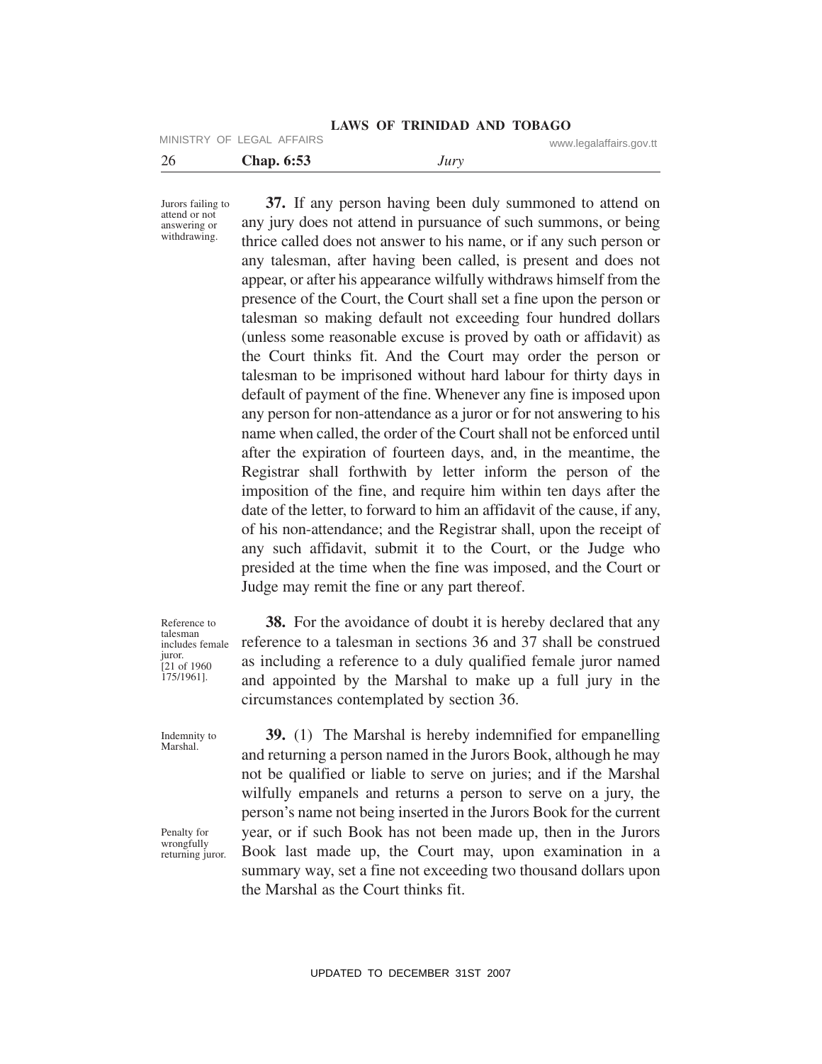Jurors failing to attend or not answering or withdrawing.

**37.** If any person having been duly summoned to attend on any jury does not attend in pursuance of such summons, or being thrice called does not answer to his name, or if any such person or any talesman, after having been called, is present and does not appear, or after his appearance wilfully withdraws himself from the presence of the Court, the Court shall set a fine upon the person or talesman so making default not exceeding four hundred dollars (unless some reasonable excuse is proved by oath or affidavit) as the Court thinks fit. And the Court may order the person or talesman to be imprisoned without hard labour for thirty days in default of payment of the fine. Whenever any fine is imposed upon any person for non-attendance as a juror or for not answering to his name when called, the order of the Court shall not be enforced until after the expiration of fourteen days, and, in the meantime, the Registrar shall forthwith by letter inform the person of the imposition of the fine, and require him within ten days after the date of the letter, to forward to him an affidavit of the cause, if any, of his non-attendance; and the Registrar shall, upon the receipt of any such affidavit, submit it to the Court, or the Judge who presided at the time when the fine was imposed, and the Court or Judge may remit the fine or any part thereof.

Reference to talesman includes female juror. [21 of 1960 175/1961].

**38.** For the avoidance of doubt it is hereby declared that any reference to a talesman in sections 36 and 37 shall be construed as including a reference to a duly qualified female juror named and appointed by the Marshal to make up a full jury in the circumstances contemplated by section 36.

Indemnity to Marshal.

Penalty for wrongfully returning juror.

**39.** (1) The Marshal is hereby indemnified for empanelling and returning a person named in the Jurors Book, although he may not be qualified or liable to serve on juries; and if the Marshal wilfully empanels and returns a person to serve on a jury, the person's name not being inserted in the Jurors Book for the current year, or if such Book has not been made up, then in the Jurors Book last made up, the Court may, upon examination in a summary way, set a fine not exceeding two thousand dollars upon the Marshal as the Court thinks fit.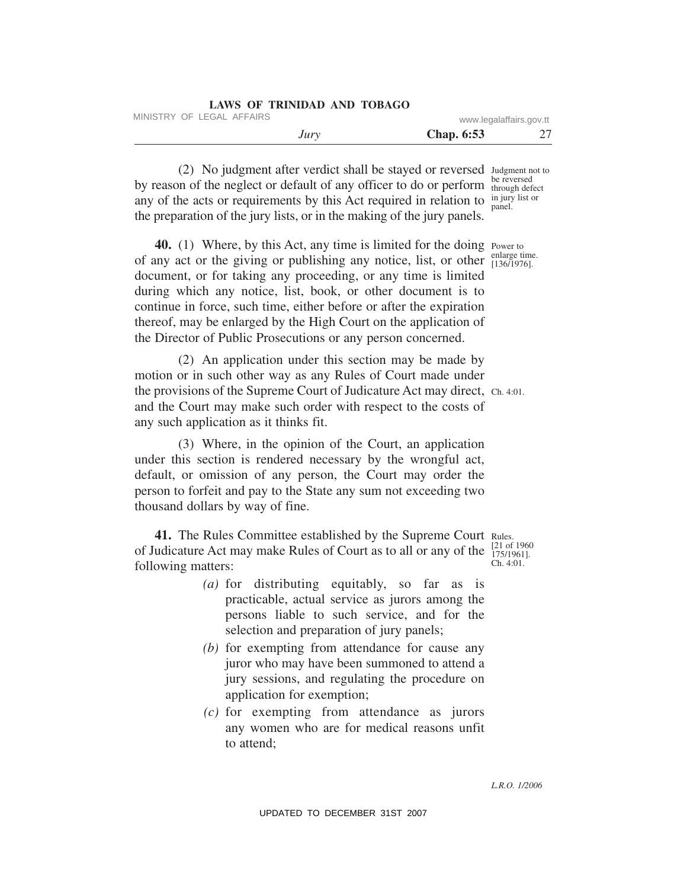(2) No judgment after verdict shall be stayed or reversed by reason of the neglect or default of any officer to do or perform any of the acts or requirements by this Act required in relation to the preparation of the jury lists, or in the making of the jury panels.

Judgment not to be reversed through defect in jury list or panel.

**40.** (1) Where, by this Act, any time is limited for the doing of any act or the giving or publishing any notice, list, or other document, or for taking any proceeding, or any time is limited during which any notice, list, book, or other document is to continue in force, such time, either before or after the expiration thereof, may be enlarged by the High Court on the application of the Director of Public Prosecutions or any person concerned.

Power to enlarge time. [136/1976].

(2) An application under this section may be made by motion or in such other way as any Rules of Court made under the provisions of the Supreme Court of Judicature Act may direct, and the Court may make such order with respect to the costs of any such application as it thinks fit.

Ch. 4:01.

(3) Where, in the opinion of the Court, an application under this section is rendered necessary by the wrongful act, default, or omission of any person, the Court may order the person to forfeit and pay to the State any sum not exceeding two thousand dollars by way of fine.

**41.** The Rules Committee established by the Supreme Court of Judicature Act may make Rules of Court as to all or any of the following matters:

Rules. [21 of 1960 175/1961]. Ch. 4:01.

*(a)* for distributing equitably, so far as is practicable, actual service as jurors among the persons liable to such service, and for the selection and preparation of jury panels;

*(b)* for exempting from attendance for cause any juror who may have been summoned to attend a jury sessions, and regulating the procedure on application for exemption;

*(c)* for exempting from attendance as jurors any women who are for medical reasons unfit to attend;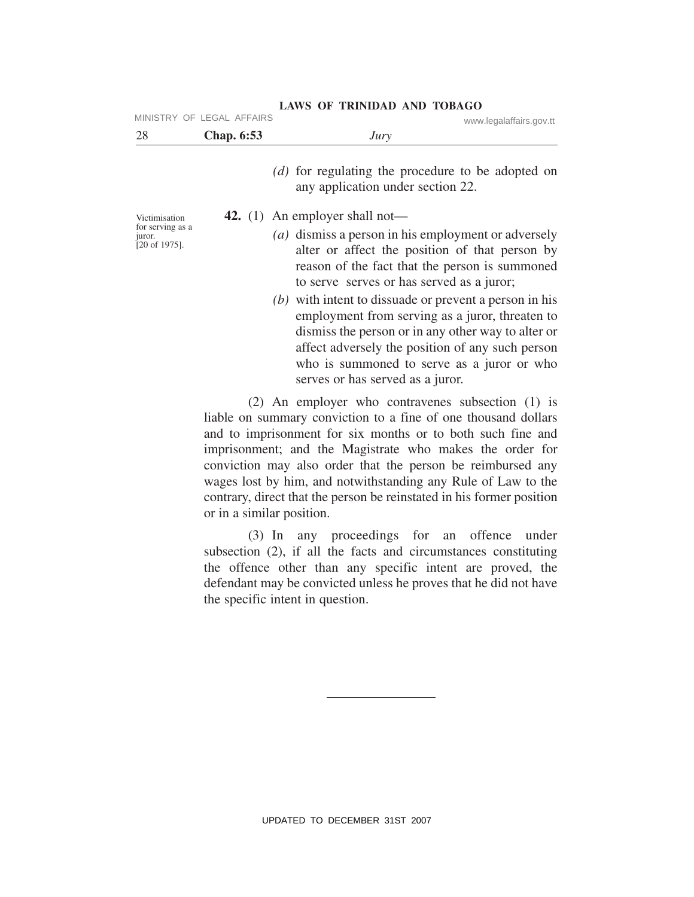(d) for regulating the procedure to be adopted on any application under section 22.

Victimisation for serving as a juror. [20 of 1975].

**42.** (1) An employer shall not—

*(a)* dismiss a person in his employment or adversely alter or affect the position of that person by reason of the fact that the person is summoned to serve serves or has served as a juror;

*(b)* with intent to dissuade or prevent a person in his employment from serving as a juror, threaten to dismiss the person or in any other way to alter or affect adversely the position of any such person who is summoned to serve as a juror or who serves or has served as a juror.

(2) An employer who contravenes subsection (1) is liable on summary conviction to a fine of one thousand dollars and to imprisonment for six months or to both such fine and imprisonment; and the Magistrate who makes the order for conviction may also order that the person be reimbursed any wages lost by him, and notwithstanding any Rule of Law to the contrary, direct that the person be reinstated in his former position or in a similar position.

(3) In any proceedings for an offence under subsection (2), if all the facts and circumstances constituting the offence other than any specific intent are proved, the defendant may be convicted unless he proves that he did not have the specific intent in question.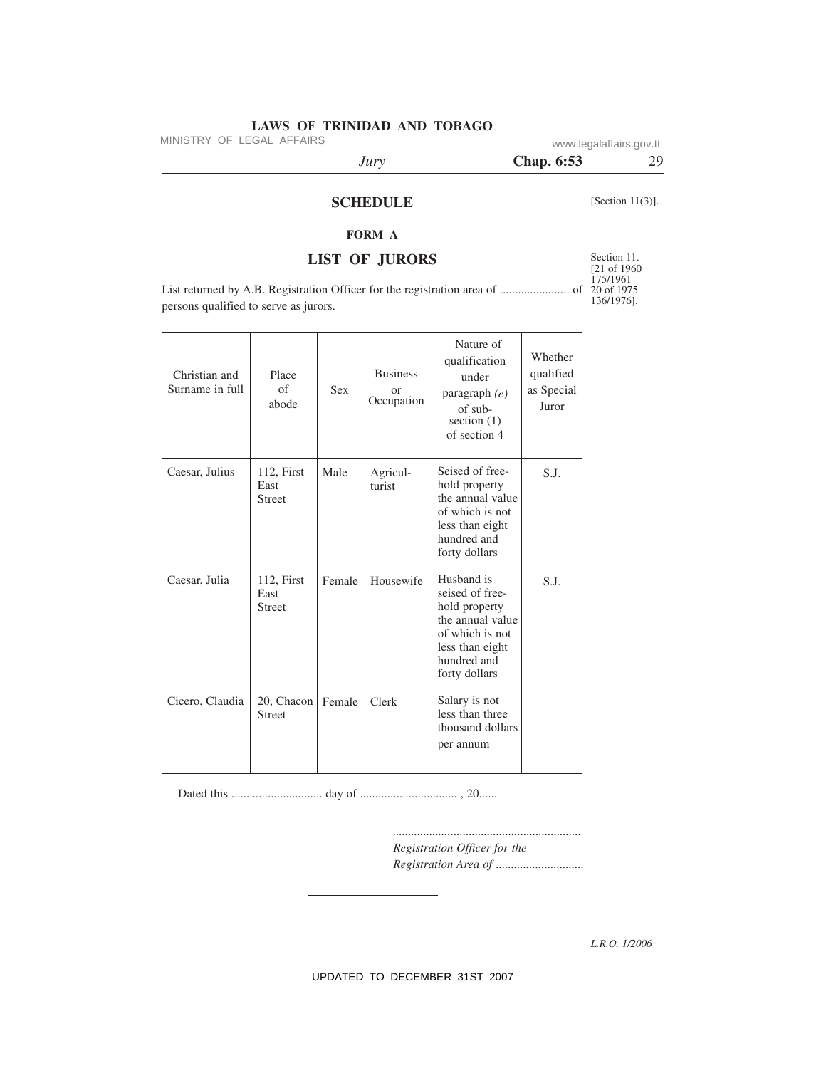## SCHEDULE

[Section 11(3)].

### FORM A

### LIST OF JURORS

Section 11. [21 of 1960 175/1961 20 of 1975 136/1976].

List returned by A.B. Registration Officer for the registration area of ...................... of persons qualified to serve as jurors.

| Christian and Surname in full | Place of abode | Sex | Business or Occupation | Nature of qualification under paragraph *(e)* of sub-section (1) of section 4 | Whether qualified as Special Juror |
|---|---|---|---|---|---|
| Caesar, Julius | 112, First East Street | Male | Agricul-turist | Seised of free-hold property the annual value of which is not less than eight hundred and forty dollars | S.J. |
| Caesar, Julia | 112, First East Street | Female | Housewife | Husband is seised of free-hold property the annual value of which is not less than eight hundred and forty dollars | S.J. |
| Cicero, Claudia | 20, Chacon Street | Female | Clerk | Salary is not less than three thousand dollars per annum | |

Dated this ............................. day of ............................... , 20......

.............................................................
*Registration Officer for the Registration Area of* ............................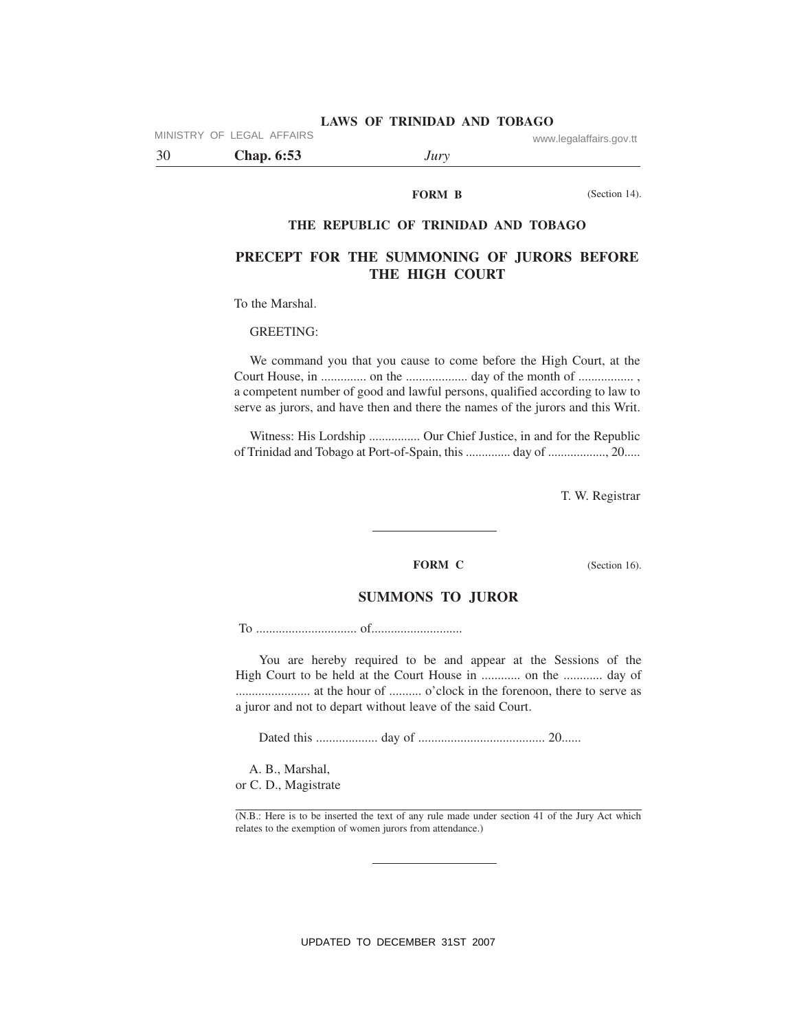**FORM B**

(Section 14).

**THE REPUBLIC OF TRINIDAD AND TOBAGO**

## PRECEPT FOR THE SUMMONING OF JURORS BEFORE THE HIGH COURT

To the Marshal.

GREETING:

We command you that you cause to come before the High Court, at the Court House, in ............. on the ................... day of the month of ................. , a competent number of good and lawful persons, qualified according to law to serve as jurors, and have then and there the names of the jurors and this Writ.

Witness: His Lordship ................ Our Chief Justice, in and for the Republic of Trinidad and Tobago at Port-of-Spain, this ............. day of .................., 20.....

T. W. Registrar

---

**FORM C**

(Section 16).

## SUMMONS TO JUROR

To ............................... of............................

You are hereby required to be and appear at the Sessions of the High Court to be held at the Court House in ............ on the ............ day of ...................... at the hour of .......... o'clock in the forenoon, there to serve as a juror and not to depart without leave of the said Court.

Dated this ................... day of ....................................... 20......

A. B., Marshal,
or C. D., Magistrate

(N.B.: Here is to be inserted the text of any rule made under section 41 of the Jury Act which relates to the exemption of women jurors from attendance.)

---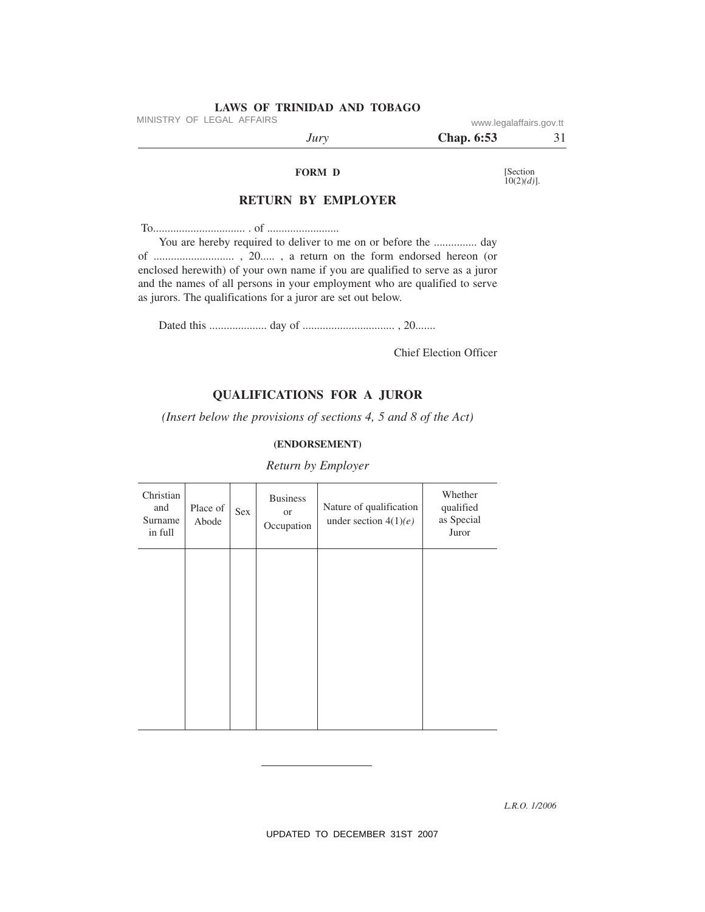**FORM D**

[Section 10(2)*(d)*].

## RETURN BY EMPLOYER

To................................ . of .........................

You are hereby required to deliver to me on or before the ............... day of ........................... , 20..... , a return on the form endorsed hereon (or enclosed herewith) of your own name if you are qualified to serve as a juror and the names of all persons in your employment who are qualified to serve as jurors. The qualifications for a juror are set out below.

Dated this .................... day of ............................... , 20.......

Chief Election Officer

## QUALIFICATIONS FOR A JUROR

*(Insert below the provisions of sections 4, 5 and 8 of the Act)*

**(ENDORSEMENT)**

*Return by Employer*

| Christian and Surname in full | Place of Abode | Sex | Business or Occupation | Nature of qualification under section 4(1)*(e)* | Whether qualified as Special Juror |
|---|---|---|---|---|---|
| | | | | | |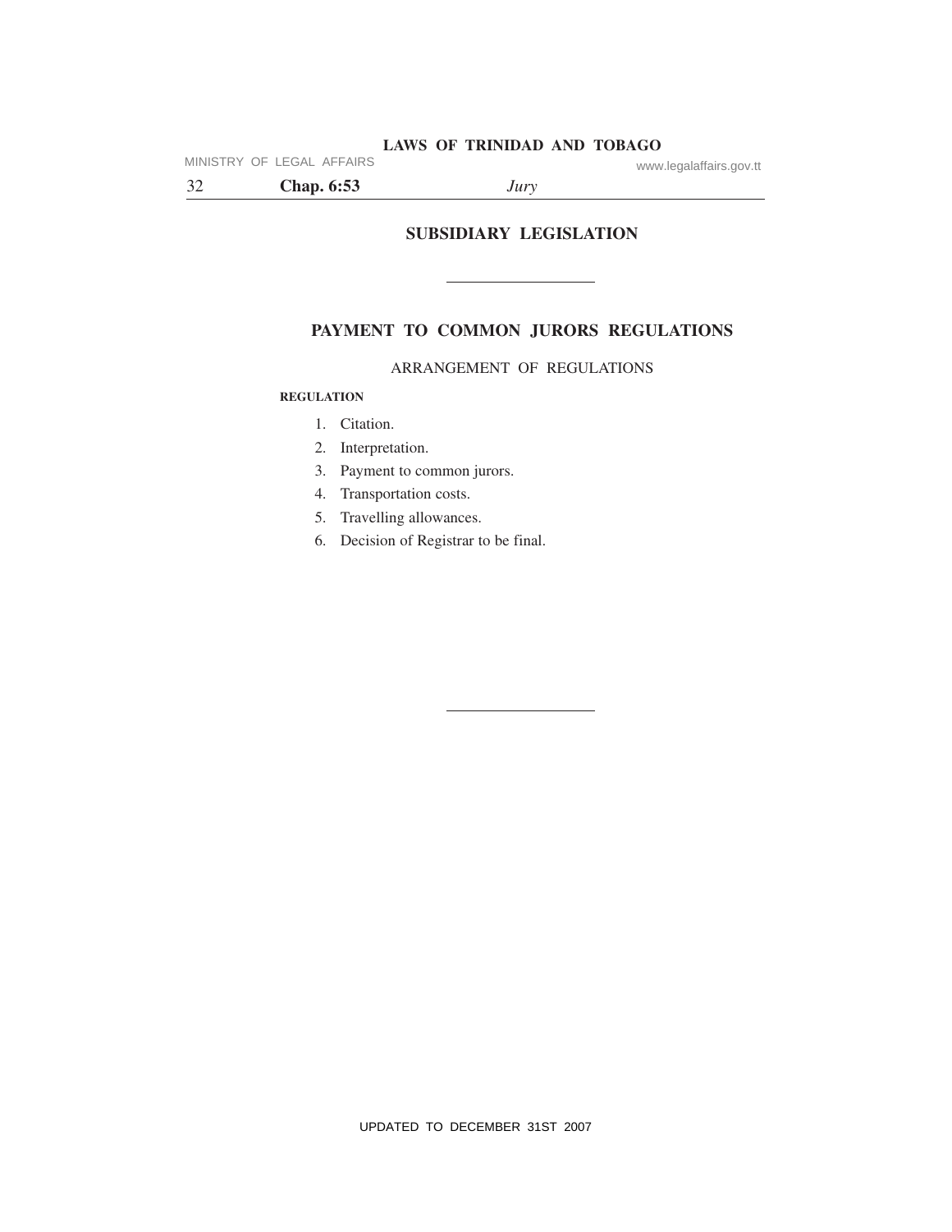## SUBSIDIARY LEGISLATION

---

# PAYMENT TO COMMON JURORS REGULATIONS

ARRANGEMENT OF REGULATIONS

**REGULATION**

1. Citation.
2. Interpretation.
3. Payment to common jurors.
4. Transportation costs.
5. Travelling allowances.
6. Decision of Registrar to be final.

---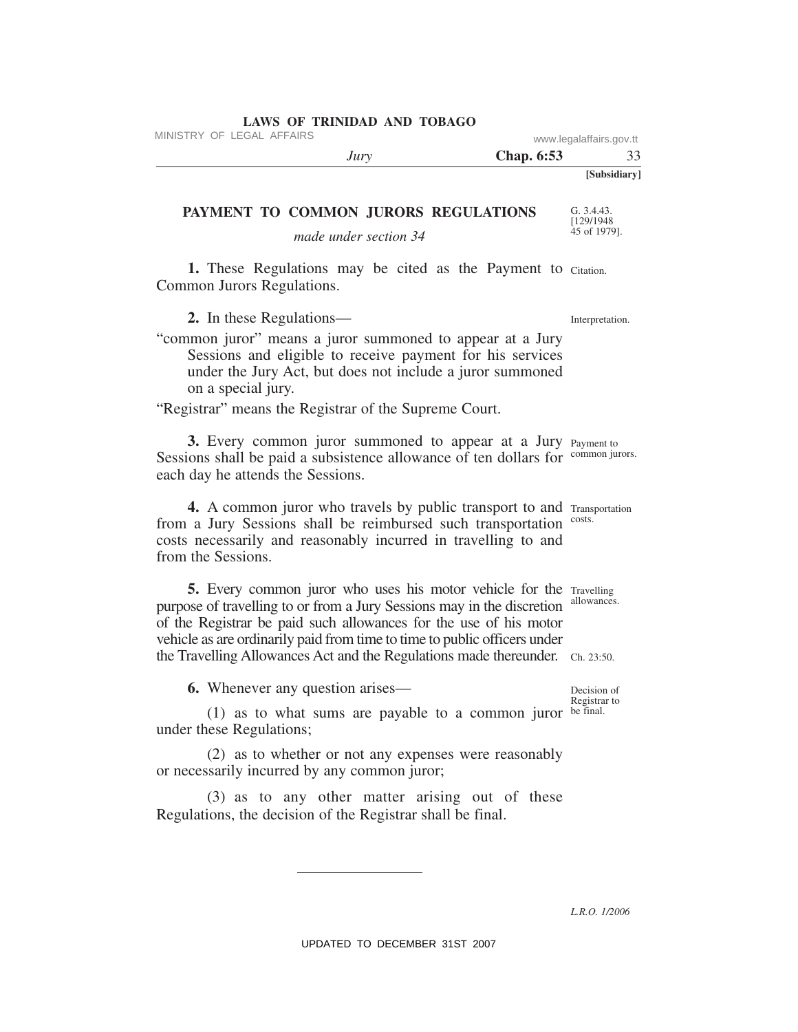[Subsidiary]

## PAYMENT TO COMMON JURORS REGULATIONS

G. 3.4.43. [129/1948 45 of 1979].

*made under section 34*

**1.** These Regulations may be cited as the Payment to Common Jurors Regulations. Citation.

**2.** In these Regulations— Interpretation.

"common juror" means a juror summoned to appear at a Jury Sessions and eligible to receive payment for his services under the Jury Act, but does not include a juror summoned on a special jury.

"Registrar" means the Registrar of the Supreme Court.

**3.** Every common juror summoned to appear at a Jury Sessions shall be paid a subsistence allowance of ten dollars for each day he attends the Sessions. Payment to common jurors.

**4.** A common juror who travels by public transport to and from a Jury Sessions shall be reimbursed such transportation costs necessarily and reasonably incurred in travelling to and from the Sessions. Transportation costs.

**5.** Every common juror who uses his motor vehicle for the purpose of travelling to or from a Jury Sessions may in the discretion of the Registrar be paid such allowances for the use of his motor vehicle as are ordinarily paid from time to time to public officers under the Travelling Allowances Act and the Regulations made thereunder. Travelling allowances. Ch. 23:50.

**6.** Whenever any question arises— Decision of Registrar to be final.

(1) as to what sums are payable to a common juror under these Regulations;

(2) as to whether or not any expenses were reasonably or necessarily incurred by any common juror;

(3) as to any other matter arising out of these Regulations, the decision of the Registrar shall be final.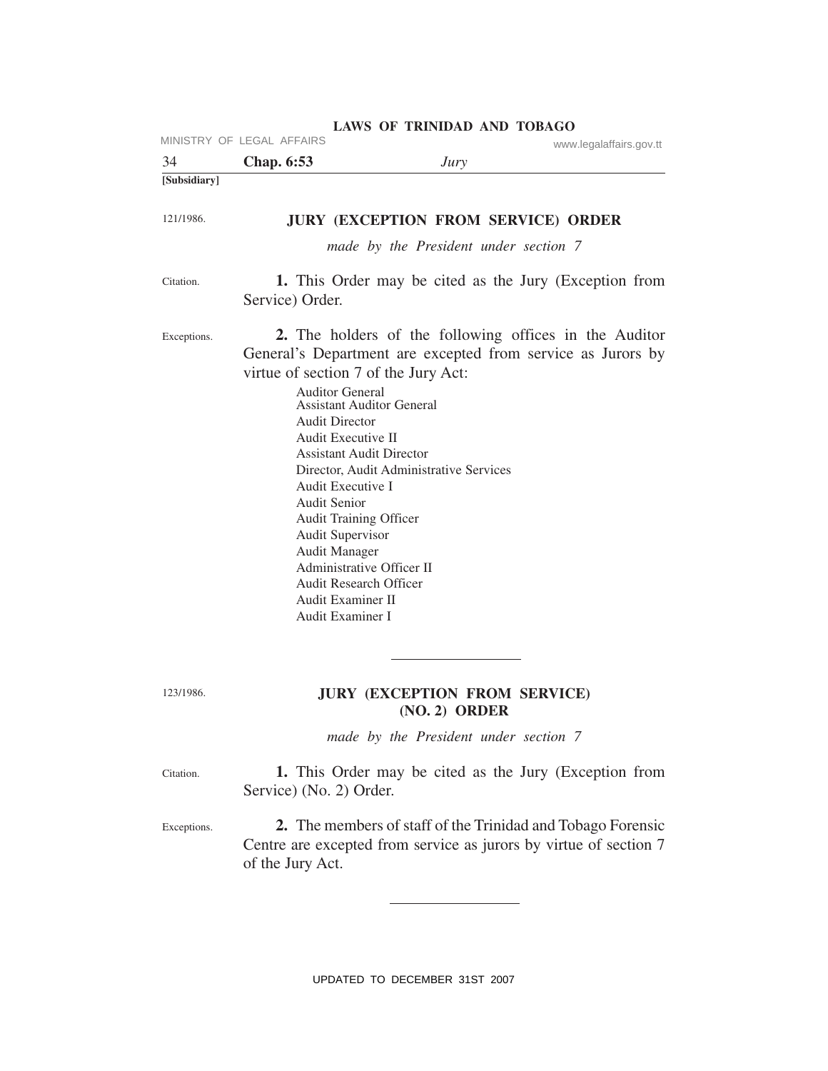[Subsidiary]

121/1986.

## JURY (EXCEPTION FROM SERVICE) ORDER

*made by the President under section 7*

Citation.

**1.** This Order may be cited as the Jury (Exception from Service) Order.

Exceptions.

**2.** The holders of the following offices in the Auditor General's Department are excepted from service as Jurors by virtue of section 7 of the Jury Act:

Auditor General
Assistant Auditor General
Audit Director
Audit Executive II
Assistant Audit Director
Director, Audit Administrative Services
Audit Executive I
Audit Senior
Audit Training Officer
Audit Supervisor
Audit Manager
Administrative Officer II
Audit Research Officer
Audit Examiner II
Audit Examiner I

---

123/1986.

## JURY (EXCEPTION FROM SERVICE) (NO. 2) ORDER

*made by the President under section 7*

Citation.

**1.** This Order may be cited as the Jury (Exception from Service) (No. 2) Order.

Exceptions.

**2.** The members of staff of the Trinidad and Tobago Forensic Centre are excepted from service as jurors by virtue of section 7 of the Jury Act.

---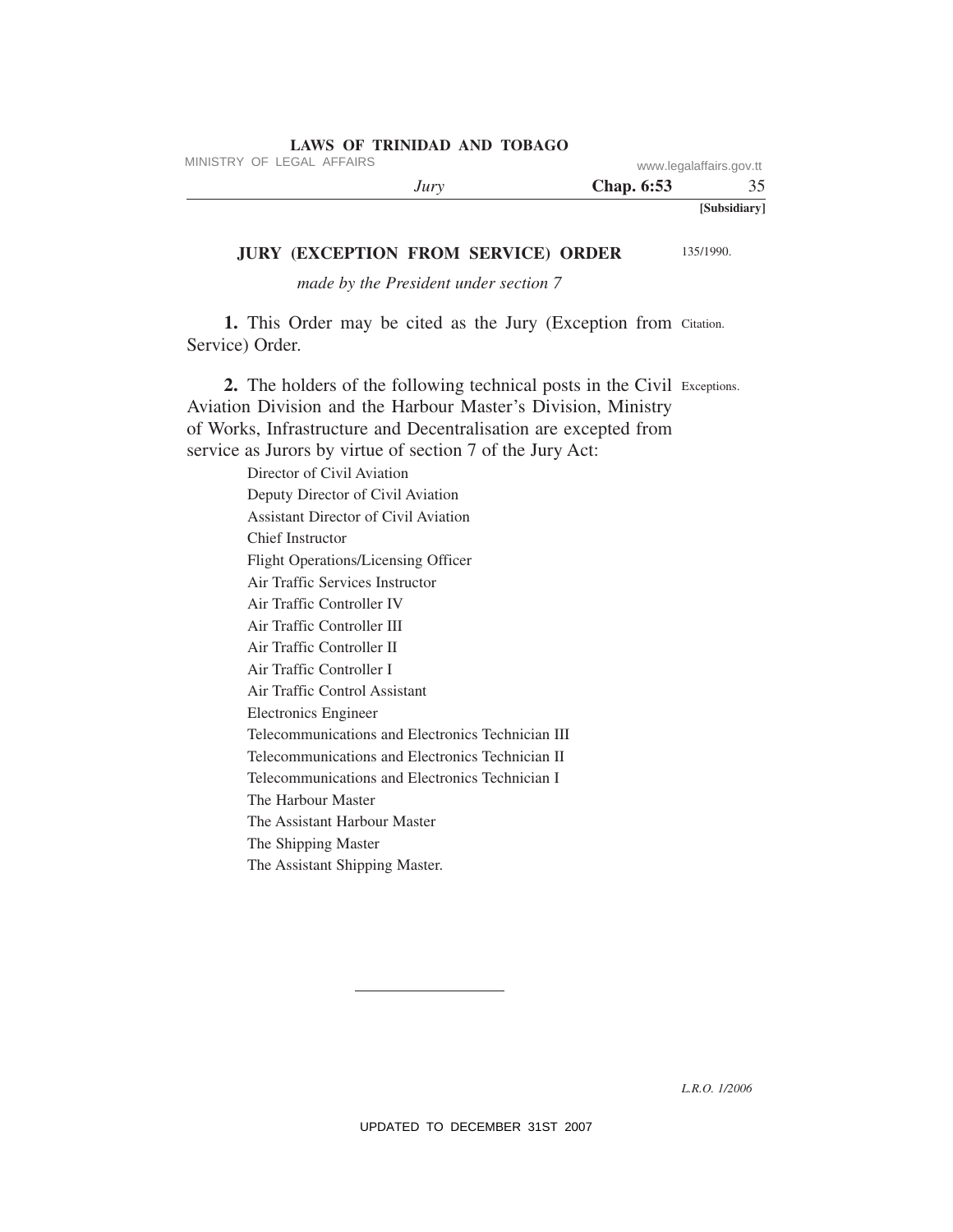**[Subsidiary]**

## JURY (EXCEPTION FROM SERVICE) ORDER

135/1990.

*made by the President under section 7*

**1.** This Order may be cited as the Jury (Exception from Service) Order. Citation.

**2.** The holders of the following technical posts in the Civil Aviation Division and the Harbour Master's Division, Ministry of Works, Infrastructure and Decentralisation are excepted from service as Jurors by virtue of section 7 of the Jury Act: Exceptions.

Director of Civil Aviation
Deputy Director of Civil Aviation
Assistant Director of Civil Aviation
Chief Instructor
Flight Operations/Licensing Officer
Air Traffic Services Instructor
Air Traffic Controller IV
Air Traffic Controller III
Air Traffic Controller II
Air Traffic Controller I
Air Traffic Control Assistant
Electronics Engineer
Telecommunications and Electronics Technician III
Telecommunications and Electronics Technician II
Telecommunications and Electronics Technician I
The Harbour Master
The Assistant Harbour Master
The Shipping Master
The Assistant Shipping Master.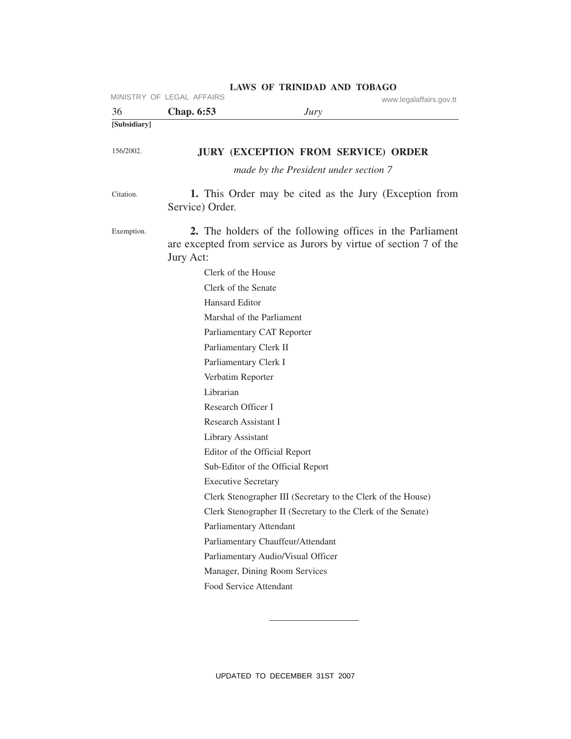[Subsidiary]

156/2002.

## JURY (EXCEPTION FROM SERVICE) ORDER

*made by the President under section 7*

Citation.

**1.** This Order may be cited as the Jury (Exception from Service) Order.

Exemption.

**2.** The holders of the following offices in the Parliament are excepted from service as Jurors by virtue of section 7 of the Jury Act:

Clerk of the House
Clerk of the Senate
Hansard Editor
Marshal of the Parliament
Parliamentary CAT Reporter
Parliamentary Clerk II
Parliamentary Clerk I
Verbatim Reporter
Librarian
Research Officer I
Research Assistant I
Library Assistant
Editor of the Official Report
Sub-Editor of the Official Report
Executive Secretary
Clerk Stenographer III (Secretary to the Clerk of the House)
Clerk Stenographer II (Secretary to the Clerk of the Senate)
Parliamentary Attendant
Parliamentary Chauffeur/Attendant
Parliamentary Audio/Visual Officer
Manager, Dining Room Services
Food Service Attendant